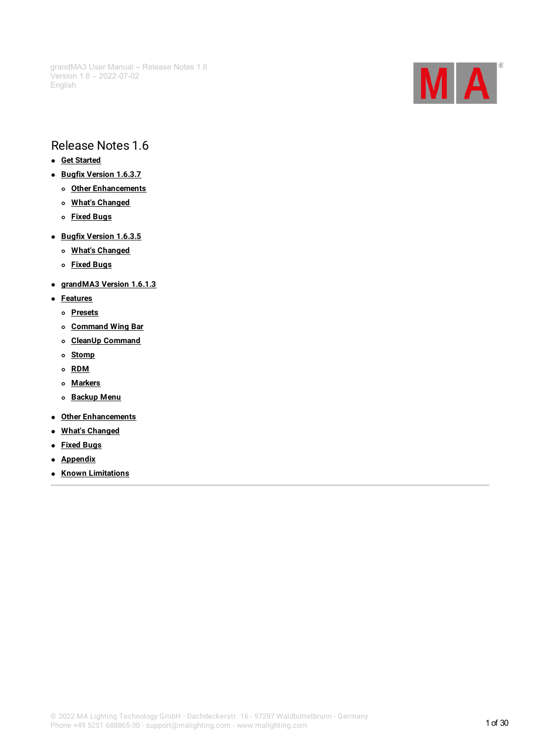# Release Notes 1.6

- Get Started
- Bugfix Version 1.6.3.7
  - Other Enhancements
  - What's Changed
  - Fixed Bugs
- Bugfix Version 1.6.3.5
  - What's Changed
  - Fixed Bugs
- grandMA3 Version 1.6.1.3
- Features
  - Presets
  - Command Wing Bar
  - CleanUp Command
  - Stomp
  - RDM
  - Markers
  - Backup Menu
- Other Enhancements
- What's Changed
- Fixed Bugs
- Appendix
- Known Limitations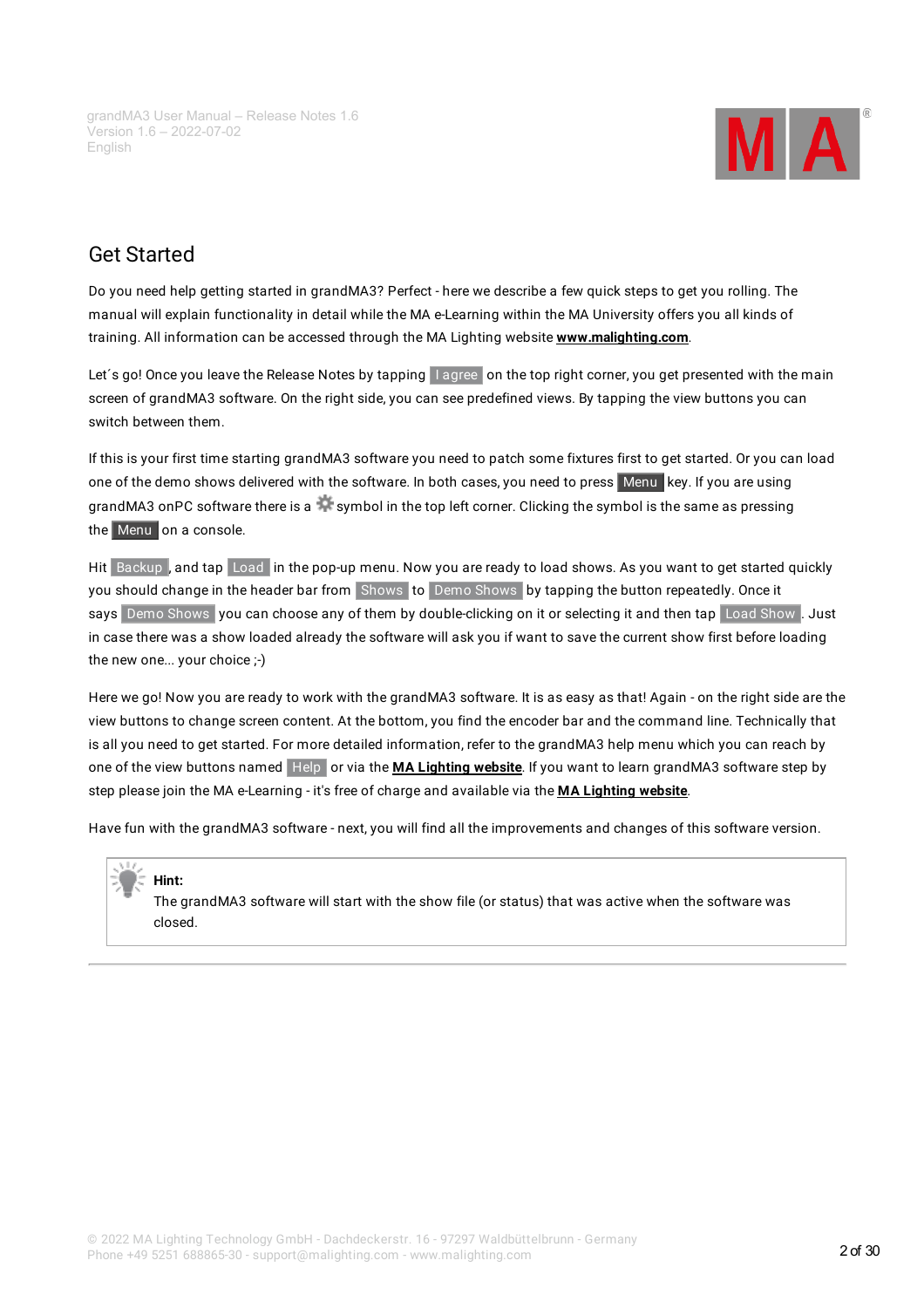## Get Started

Do you need help getting started in grandMA3? Perfect - here we describe a few quick steps to get you rolling. The manual will explain functionality in detail while the MA e-Learning within the MA University offers you all kinds of training. All information can be accessed through the MA Lighting website **www.malighting.com**.

Let´s go! Once you leave the Release Notes by tapping I agree on the top right corner, you get presented with the main screen of grandMA3 software. On the right side, you can see predefined views. By tapping the view buttons you can switch between them.

If this is your first time starting grandMA3 software you need to patch some fixtures first to get started. Or you can load one of the demo shows delivered with the software. In both cases, you need to press Menu key. If you are using grandMA3 onPC software there is a ⚙ symbol in the top left corner. Clicking the symbol is the same as pressing the Menu on a console.

Hit Backup , and tap Load in the pop-up menu. Now you are ready to load shows. As you want to get started quickly you should change in the header bar from Shows to Demo Shows by tapping the button repeatedly. Once it says Demo Shows you can choose any of them by double-clicking on it or selecting it and then tap Load Show . Just in case there was a show loaded already the software will ask you if want to save the current show first before loading the new one... your choice ;-)

Here we go! Now you are ready to work with the grandMA3 software. It is as easy as that! Again - on the right side are the view buttons to change screen content. At the bottom, you find the encoder bar and the command line. Technically that is all you need to get started. For more detailed information, refer to the grandMA3 help menu which you can reach by one of the view buttons named Help or via the **MA Lighting website**. If you want to learn grandMA3 software step by step please join the MA e-Learning - it's free of charge and available via the **MA Lighting website**.

Have fun with the grandMA3 software - next, you will find all the improvements and changes of this software version.

> **Hint:**
> The grandMA3 software will start with the show file (or status) that was active when the software was closed.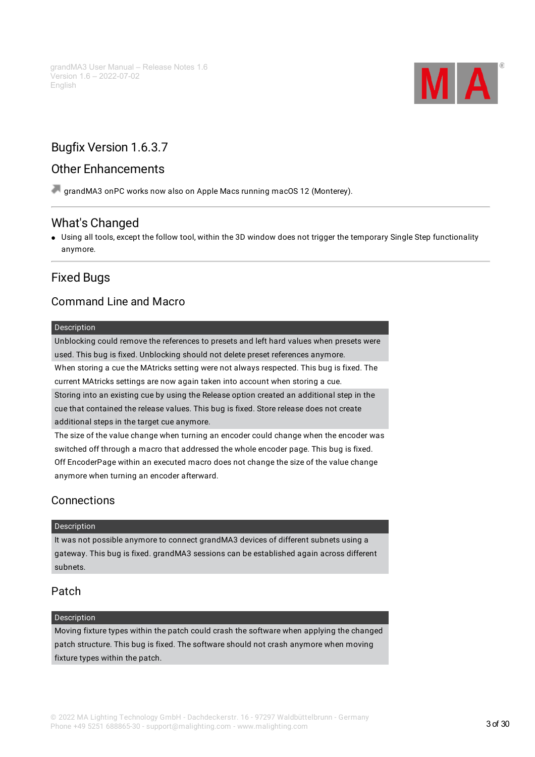## Bugfix Version 1.6.3.7

### Other Enhancements

- grandMA3 onPC works now also on Apple Macs running macOS 12 (Monterey).

---

### What's Changed

- Using all tools, except the follow tool, within the 3D window does not trigger the temporary Single Step functionality anymore.

---

### Fixed Bugs

#### Command Line and Macro

| Description |
| --- |
| Unblocking could remove the references to presets and left hard values when presets were used. This bug is fixed. Unblocking should not delete preset references anymore. |
| When storing a cue the MAtricks setting were not always respected. This bug is fixed. The current MAtricks settings are now again taken into account when storing a cue. |
| Storing into an existing cue by using the Release option created an additional step in the cue that contained the release values. This bug is fixed. Store release does not create additional steps in the target cue anymore. |
| The size of the value change when turning an encoder could change when the encoder was switched off through a macro that addressed the whole encoder page. This bug is fixed. Off EncoderPage within an executed macro does not change the size of the value change anymore when turning an encoder afterward. |

#### Connections

| Description |
| --- |
| It was not possible anymore to connect grandMA3 devices of different subnets using a gateway. This bug is fixed. grandMA3 sessions can be established again across different subnets. |

#### Patch

| Description |
| --- |
| Moving fixture types within the patch could crash the software when applying the changed patch structure. This bug is fixed. The software should not crash anymore when moving fixture types within the patch. |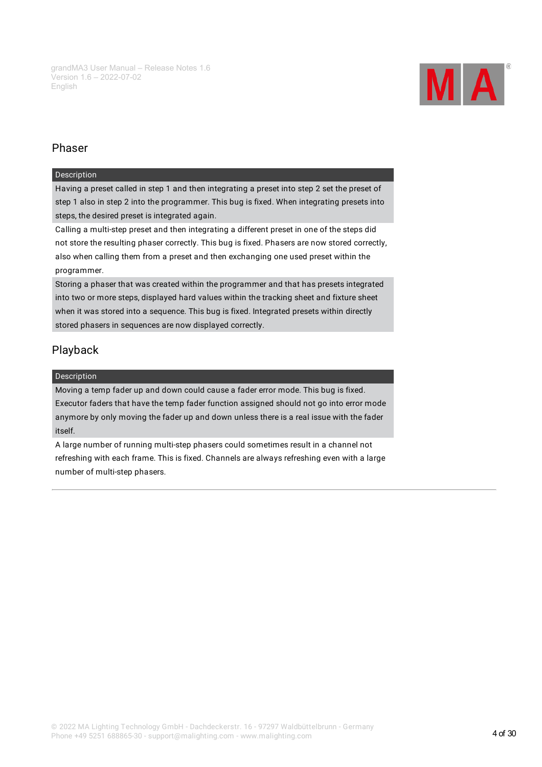## Phaser

| Description |
| --- |
| Having a preset called in step 1 and then integrating a preset into step 2 set the preset of step 1 also in step 2 into the programmer. This bug is fixed. When integrating presets into steps, the desired preset is integrated again. |
| Calling a multi-step preset and then integrating a different preset in one of the steps did not store the resulting phaser correctly. This bug is fixed. Phasers are now stored correctly, also when calling them from a preset and then exchanging one used preset within the programmer. |
| Storing a phaser that was created within the programmer and that has presets integrated into two or more steps, displayed hard values within the tracking sheet and fixture sheet when it was stored into a sequence. This bug is fixed. Integrated presets within directly stored phasers in sequences are now displayed correctly. |

## Playback

| Description |
| --- |
| Moving a temp fader up and down could cause a fader error mode. This bug is fixed. Executor faders that have the temp fader function assigned should not go into error mode anymore by only moving the fader up and down unless there is a real issue with the fader itself. |
| A large number of running multi-step phasers could sometimes result in a channel not refreshing with each frame. This is fixed. Channels are always refreshing even with a large number of multi-step phasers. |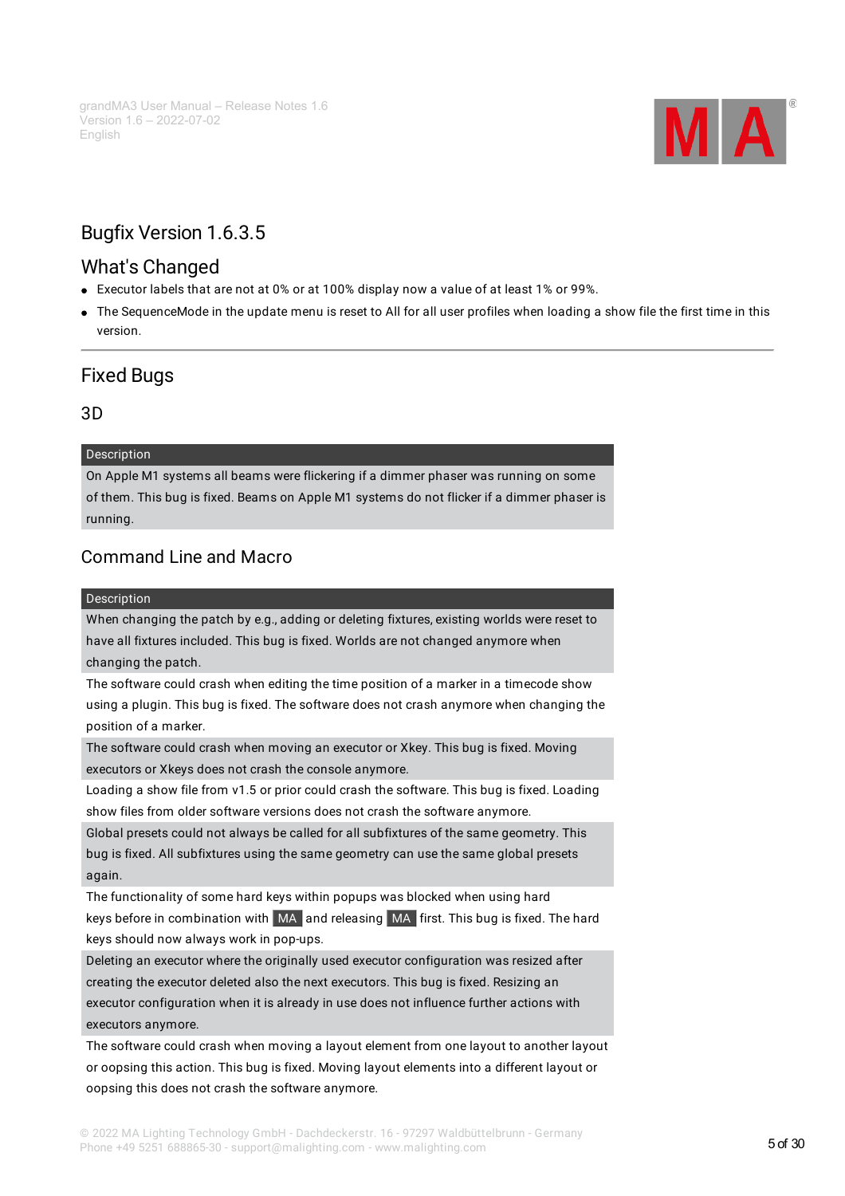# Bugfix Version 1.6.3.5

## What's Changed

- Executor labels that are not at 0% or at 100% display now a value of at least 1% or 99%.
- The SequenceMode in the update menu is reset to All for all user profiles when loading a show file the first time in this version.

---

## Fixed Bugs

### 3D

| Description |
| --- |
| On Apple M1 systems all beams were flickering if a dimmer phaser was running on some of them. This bug is fixed. Beams on Apple M1 systems do not flicker if a dimmer phaser is running. |

### Command Line and Macro

| Description |
| --- |
| When changing the patch by e.g., adding or deleting fixtures, existing worlds were reset to have all fixtures included. This bug is fixed. Worlds are not changed anymore when changing the patch. |
| The software could crash when editing the time position of a marker in a timecode show using a plugin. This bug is fixed. The software does not crash anymore when changing the position of a marker. |
| The software could crash when moving an executor or Xkey. This bug is fixed. Moving executors or Xkeys does not crash the console anymore. |
| Loading a show file from v1.5 or prior could crash the software. This bug is fixed. Loading show files from older software versions does not crash the software anymore. |
| Global presets could not always be called for all subfixtures of the same geometry. This bug is fixed. All subfixtures using the same geometry can use the same global presets again. |
| The functionality of some hard keys within popups was blocked when using hard keys before in combination with MA and releasing MA first. This bug is fixed. The hard keys should now always work in pop-ups. |
| Deleting an executor where the originally used executor configuration was resized after creating the executor deleted also the next executors. This bug is fixed. Resizing an executor configuration when it is already in use does not influence further actions with executors anymore. |
| The software could crash when moving a layout element from one layout to another layout or oopsing this action. This bug is fixed. Moving layout elements into a different layout or oopsing this does not crash the software anymore. |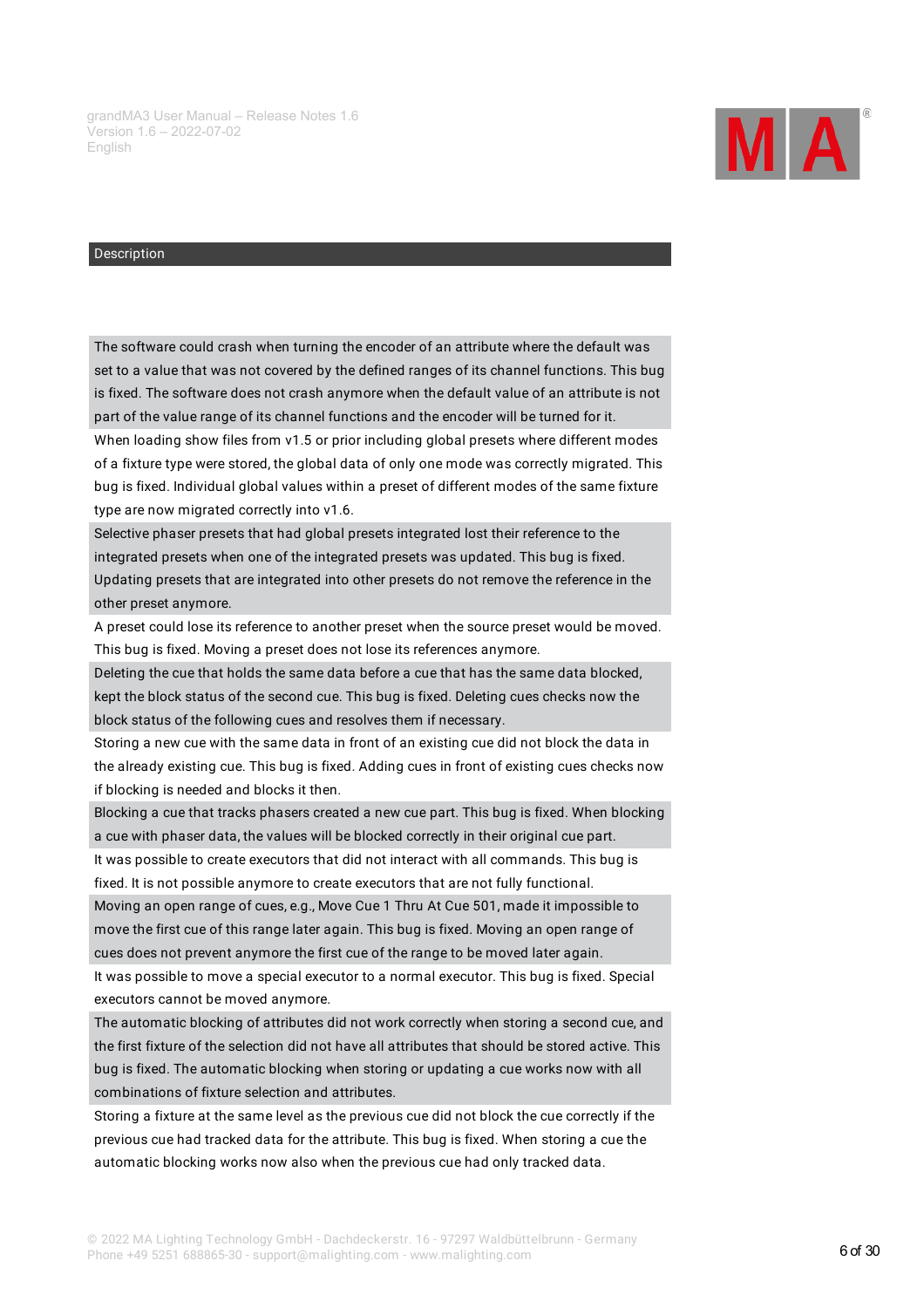| Description |
| --- |
| The software could crash when turning the encoder of an attribute where the default was set to a value that was not covered by the defined ranges of its channel functions. This bug is fixed. The software does not crash anymore when the default value of an attribute is not part of the value range of its channel functions and the encoder will be turned for it. |
| When loading show files from v1.5 or prior including global presets where different modes of a fixture type were stored, the global data of only one mode was correctly migrated. This bug is fixed. Individual global values within a preset of different modes of the same fixture type are now migrated correctly into v1.6. |
| Selective phaser presets that had global presets integrated lost their reference to the integrated presets when one of the integrated presets was updated. This bug is fixed. Updating presets that are integrated into other presets do not remove the reference in the other preset anymore. |
| A preset could lose its reference to another preset when the source preset would be moved. This bug is fixed. Moving a preset does not lose its references anymore. |
| Deleting the cue that holds the same data before a cue that has the same data blocked, kept the block status of the second cue. This bug is fixed. Deleting cues checks now the block status of the following cues and resolves them if necessary. |
| Storing a new cue with the same data in front of an existing cue did not block the data in the already existing cue. This bug is fixed. Adding cues in front of existing cues checks now if blocking is needed and blocks it then. |
| Blocking a cue that tracks phasers created a new cue part. This bug is fixed. When blocking a cue with phaser data, the values will be blocked correctly in their original cue part. |
| It was possible to create executors that did not interact with all commands. This bug is fixed. It is not possible anymore to create executors that are not fully functional. |
| Moving an open range of cues, e.g., Move Cue 1 Thru At Cue 501, made it impossible to move the first cue of this range later again. This bug is fixed. Moving an open range of cues does not prevent anymore the first cue of the range to be moved later again. |
| It was possible to move a special executor to a normal executor. This bug is fixed. Special executors cannot be moved anymore. |
| The automatic blocking of attributes did not work correctly when storing a second cue, and the first fixture of the selection did not have all attributes that should be stored active. This bug is fixed. The automatic blocking when storing or updating a cue works now with all combinations of fixture selection and attributes. |
| Storing a fixture at the same level as the previous cue did not block the cue correctly if the previous cue had tracked data for the attribute. This bug is fixed. When storing a cue the automatic blocking works now also when the previous cue had only tracked data. |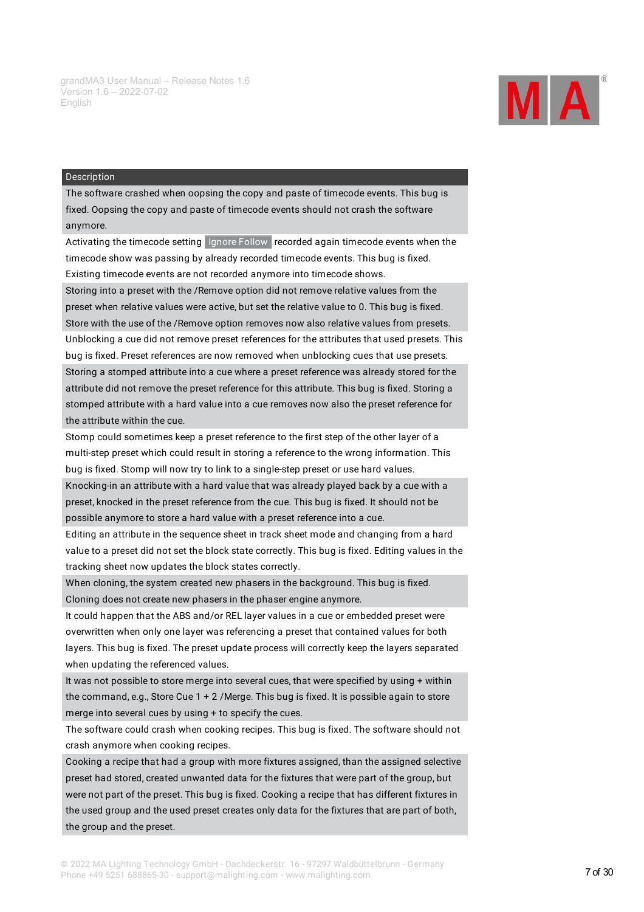| Description |
| --- |
| The software crashed when oopsing the copy and paste of timecode events. This bug is fixed. Oopsing the copy and paste of timecode events should not crash the software anymore. |
| Activating the timecode setting Ignore Follow recorded again timecode events when the timecode show was passing by already recorded timecode events. This bug is fixed. Existing timecode events are not recorded anymore into timecode shows. |
| Storing into a preset with the /Remove option did not remove relative values from the preset when relative values were active, but set the relative value to 0. This bug is fixed. Store with the use of the /Remove option removes now also relative values from presets. |
| Unblocking a cue did not remove preset references for the attributes that used presets. This bug is fixed. Preset references are now removed when unblocking cues that use presets. |
| Storing a stomped attribute into a cue where a preset reference was already stored for the attribute did not remove the preset reference for this attribute. This bug is fixed. Storing a stomped attribute with a hard value into a cue removes now also the preset reference for the attribute within the cue. |
| Stomp could sometimes keep a preset reference to the first step of the other layer of a multi-step preset which could result in storing a reference to the wrong information. This bug is fixed. Stomp will now try to link to a single-step preset or use hard values. |
| Knocking-in an attribute with a hard value that was already played back by a cue with a preset, knocked in the preset reference from the cue. This bug is fixed. It should not be possible anymore to store a hard value with a preset reference into a cue. |
| Editing an attribute in the sequence sheet in track sheet mode and changing from a hard value to a preset did not set the block state correctly. This bug is fixed. Editing values in the tracking sheet now updates the block states correctly. |
| When cloning, the system created new phasers in the background. This bug is fixed. Cloning does not create new phasers in the phaser engine anymore. |
| It could happen that the ABS and/or REL layer values in a cue or embedded preset were overwritten when only one layer was referencing a preset that contained values for both layers. This bug is fixed. The preset update process will correctly keep the layers separated when updating the referenced values. |
| It was not possible to store merge into several cues, that were specified by using + within the command, e.g., Store Cue 1 + 2 /Merge. This bug is fixed. It is possible again to store merge into several cues by using + to specify the cues. |
| The software could crash when cooking recipes. This bug is fixed. The software should not crash anymore when cooking recipes. |
| Cooking a recipe that had a group with more fixtures assigned, than the assigned selective preset had stored, created unwanted data for the fixtures that were part of the group, but were not part of the preset. This bug is fixed. Cooking a recipe that has different fixtures in the used group and the used preset creates only data for the fixtures that are part of both, the group and the preset. |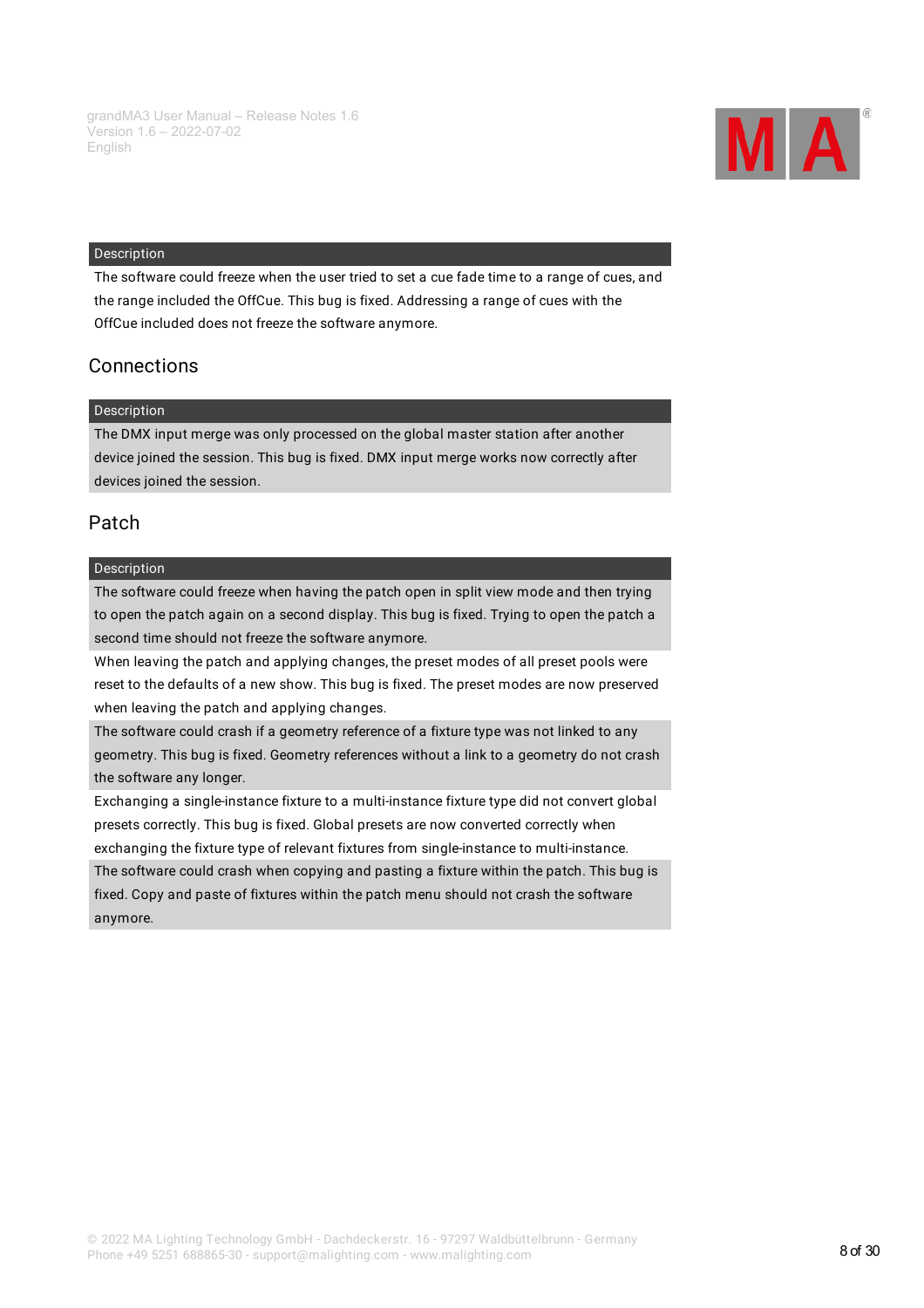| Description |
| --- |
| The software could freeze when the user tried to set a cue fade time to a range of cues, and the range included the OffCue. This bug is fixed. Addressing a range of cues with the OffCue included does not freeze the software anymore. |

## Connections

| Description |
| --- |
| The DMX input merge was only processed on the global master station after another device joined the session. This bug is fixed. DMX input merge works now correctly after devices joined the session. |

## Patch

| Description |
| --- |
| The software could freeze when having the patch open in split view mode and then trying to open the patch again on a second display. This bug is fixed. Trying to open the patch a second time should not freeze the software anymore. |
| When leaving the patch and applying changes, the preset modes of all preset pools were reset to the defaults of a new show. This bug is fixed. The preset modes are now preserved when leaving the patch and applying changes. |
| The software could crash if a geometry reference of a fixture type was not linked to any geometry. This bug is fixed. Geometry references without a link to a geometry do not crash the software any longer. |
| Exchanging a single-instance fixture to a multi-instance fixture type did not convert global presets correctly. This bug is fixed. Global presets are now converted correctly when exchanging the fixture type of relevant fixtures from single-instance to multi-instance. |
| The software could crash when copying and pasting a fixture within the patch. This bug is fixed. Copy and paste of fixtures within the patch menu should not crash the software anymore. |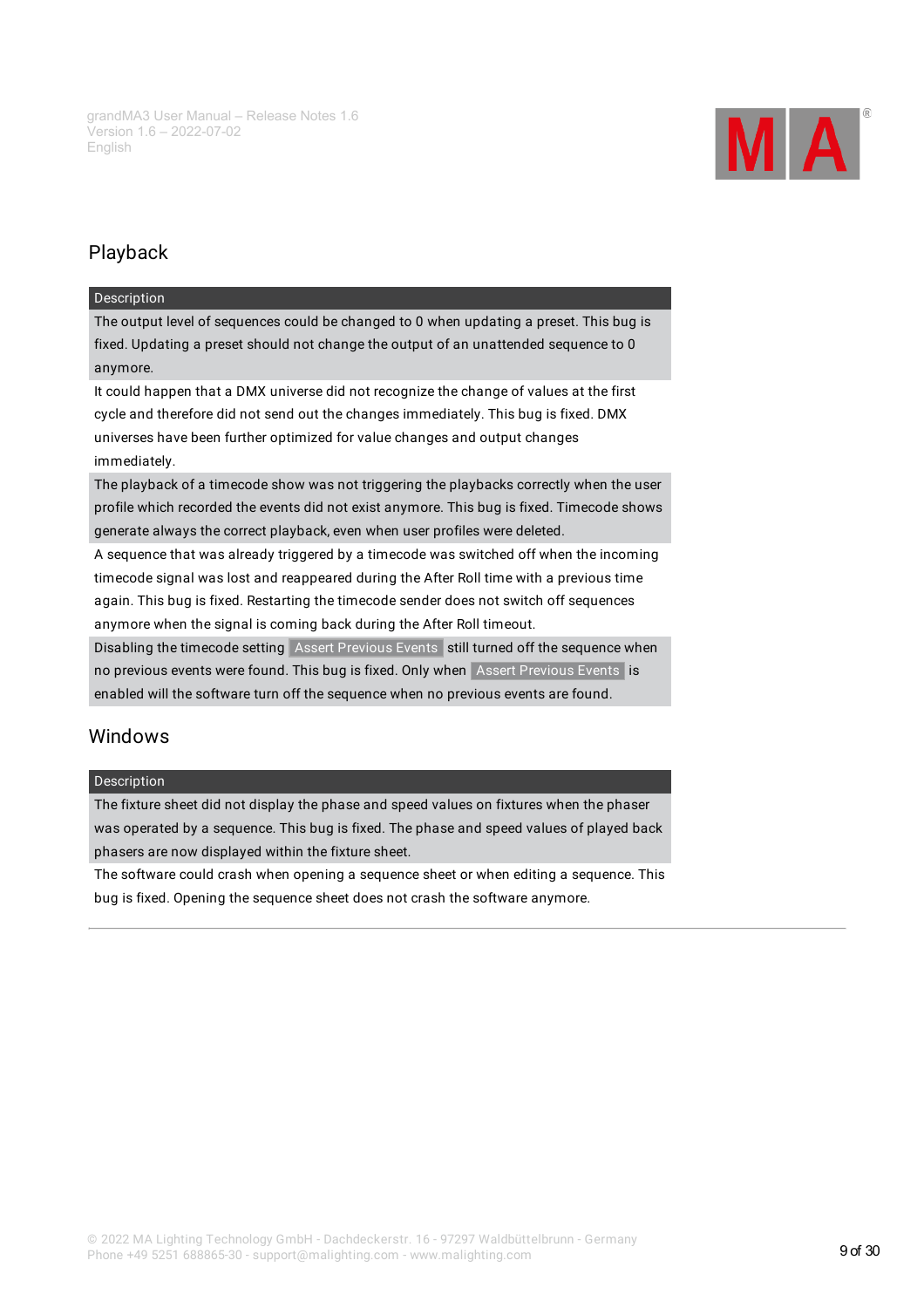## Playback

| Description |
| --- |
| The output level of sequences could be changed to 0 when updating a preset. This bug is fixed. Updating a preset should not change the output of an unattended sequence to 0 anymore. |
| It could happen that a DMX universe did not recognize the change of values at the first cycle and therefore did not send out the changes immediately. This bug is fixed. DMX universes have been further optimized for value changes and output changes immediately. |
| The playback of a timecode show was not triggering the playbacks correctly when the user profile which recorded the events did not exist anymore. This bug is fixed. Timecode shows generate always the correct playback, even when user profiles were deleted. |
| A sequence that was already triggered by a timecode was switched off when the incoming timecode signal was lost and reappeared during the After Roll time with a previous time again. This bug is fixed. Restarting the timecode sender does not switch off sequences anymore when the signal is coming back during the After Roll timeout. |
| Disabling the timecode setting Assert Previous Events still turned off the sequence when no previous events were found. This bug is fixed. Only when Assert Previous Events is enabled will the software turn off the sequence when no previous events are found. |

## Windows

| Description |
| --- |
| The fixture sheet did not display the phase and speed values on fixtures when the phaser was operated by a sequence. This bug is fixed. The phase and speed values of played back phasers are now displayed within the fixture sheet. |
| The software could crash when opening a sequence sheet or when editing a sequence. This bug is fixed. Opening the sequence sheet does not crash the software anymore. |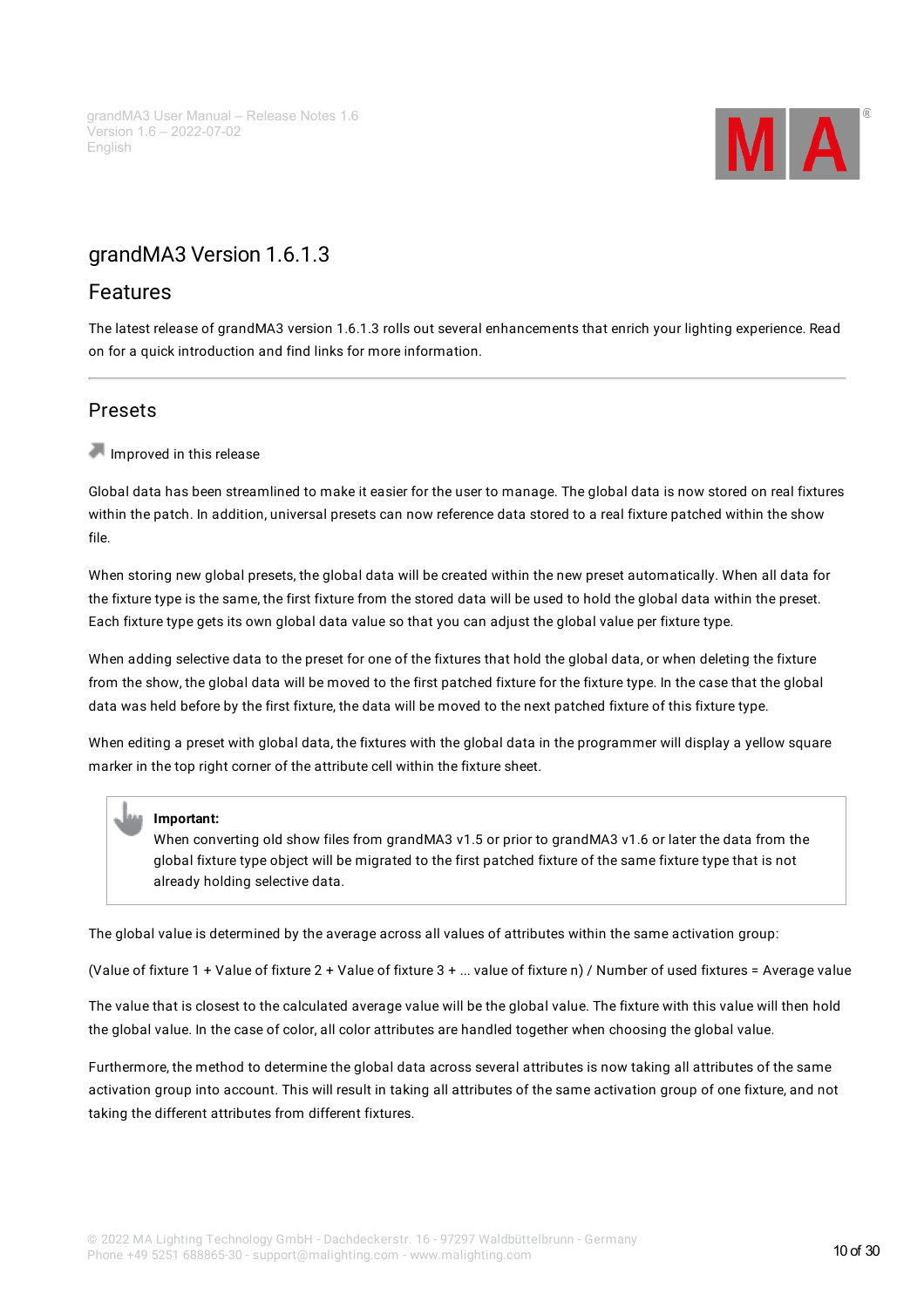# grandMA3 Version 1.6.1.3

## Features

The latest release of grandMA3 version 1.6.1.3 rolls out several enhancements that enrich your lighting experience. Read on for a quick introduction and find links for more information.

---

## Presets

Improved in this release

Global data has been streamlined to make it easier for the user to manage. The global data is now stored on real fixtures within the patch. In addition, universal presets can now reference data stored to a real fixture patched within the show file.

When storing new global presets, the global data will be created within the new preset automatically. When all data for the fixture type is the same, the first fixture from the stored data will be used to hold the global data within the preset. Each fixture type gets its own global data value so that you can adjust the global value per fixture type.

When adding selective data to the preset for one of the fixtures that hold the global data, or when deleting the fixture from the show, the global data will be moved to the first patched fixture for the fixture type. In the case that the global data was held before by the first fixture, the data will be moved to the next patched fixture of this fixture type.

When editing a preset with global data, the fixtures with the global data in the programmer will display a yellow square marker in the top right corner of the attribute cell within the fixture sheet.

> **Important:**
> When converting old show files from grandMA3 v1.5 or prior to grandMA3 v1.6 or later the data from the global fixture type object will be migrated to the first patched fixture of the same fixture type that is not already holding selective data.

The global value is determined by the average across all values of attributes within the same activation group:

(Value of fixture 1 + Value of fixture 2 + Value of fixture 3 + ... value of fixture n) / Number of used fixtures = Average value

The value that is closest to the calculated average value will be the global value. The fixture with this value will then hold the global value. In the case of color, all color attributes are handled together when choosing the global value.

Furthermore, the method to determine the global data across several attributes is now taking all attributes of the same activation group into account. This will result in taking all attributes of the same activation group of one fixture, and not taking the different attributes from different fixtures.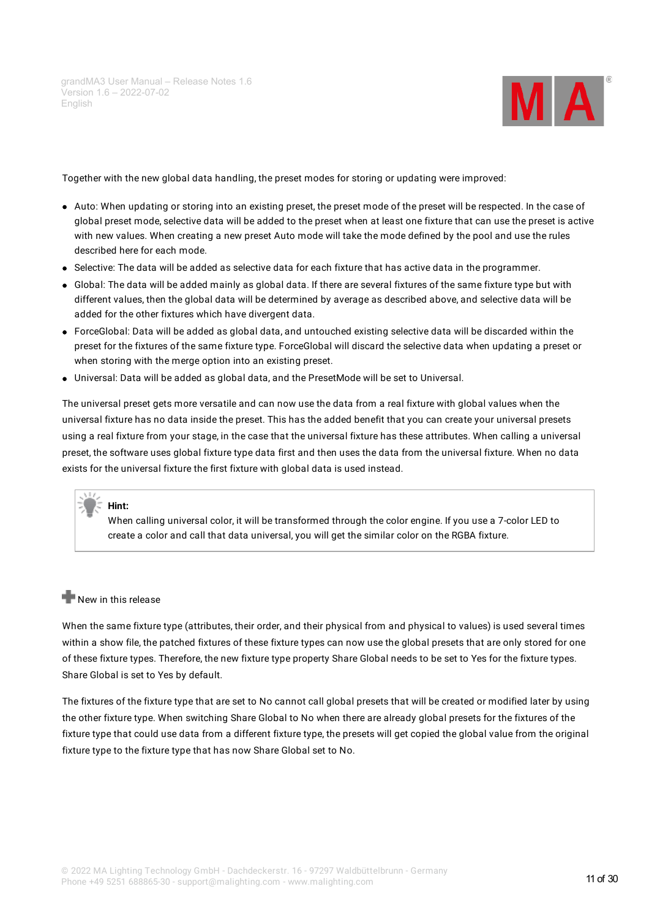Together with the new global data handling, the preset modes for storing or updating were improved:

- Auto: When updating or storing into an existing preset, the preset mode of the preset will be respected. In the case of global preset mode, selective data will be added to the preset when at least one fixture that can use the preset is active with new values. When creating a new preset Auto mode will take the mode defined by the pool and use the rules described here for each mode.
- Selective: The data will be added as selective data for each fixture that has active data in the programmer.
- Global: The data will be added mainly as global data. If there are several fixtures of the same fixture type but with different values, then the global data will be determined by average as described above, and selective data will be added for the other fixtures which have divergent data.
- ForceGlobal: Data will be added as global data, and untouched existing selective data will be discarded within the preset for the fixtures of the same fixture type. ForceGlobal will discard the selective data when updating a preset or when storing with the merge option into an existing preset.
- Universal: Data will be added as global data, and the PresetMode will be set to Universal.

The universal preset gets more versatile and can now use the data from a real fixture with global values when the universal fixture has no data inside the preset. This has the added benefit that you can create your universal presets using a real fixture from your stage, in the case that the universal fixture has these attributes. When calling a universal preset, the software uses global fixture type data first and then uses the data from the universal fixture. When no data exists for the universal fixture the first fixture with global data is used instead.

> **Hint:**
> When calling universal color, it will be transformed through the color engine. If you use a 7-color LED to create a color and call that data universal, you will get the similar color on the RGBA fixture.

New in this release

When the same fixture type (attributes, their order, and their physical from and physical to values) is used several times within a show file, the patched fixtures of these fixture types can now use the global presets that are only stored for one of these fixture types. Therefore, the new fixture type property Share Global needs to be set to Yes for the fixture types. Share Global is set to Yes by default.

The fixtures of the fixture type that are set to No cannot call global presets that will be created or modified later by using the other fixture type. When switching Share Global to No when there are already global presets for the fixtures of the fixture type that could use data from a different fixture type, the presets will get copied the global value from the original fixture type to the fixture type that has now Share Global set to No.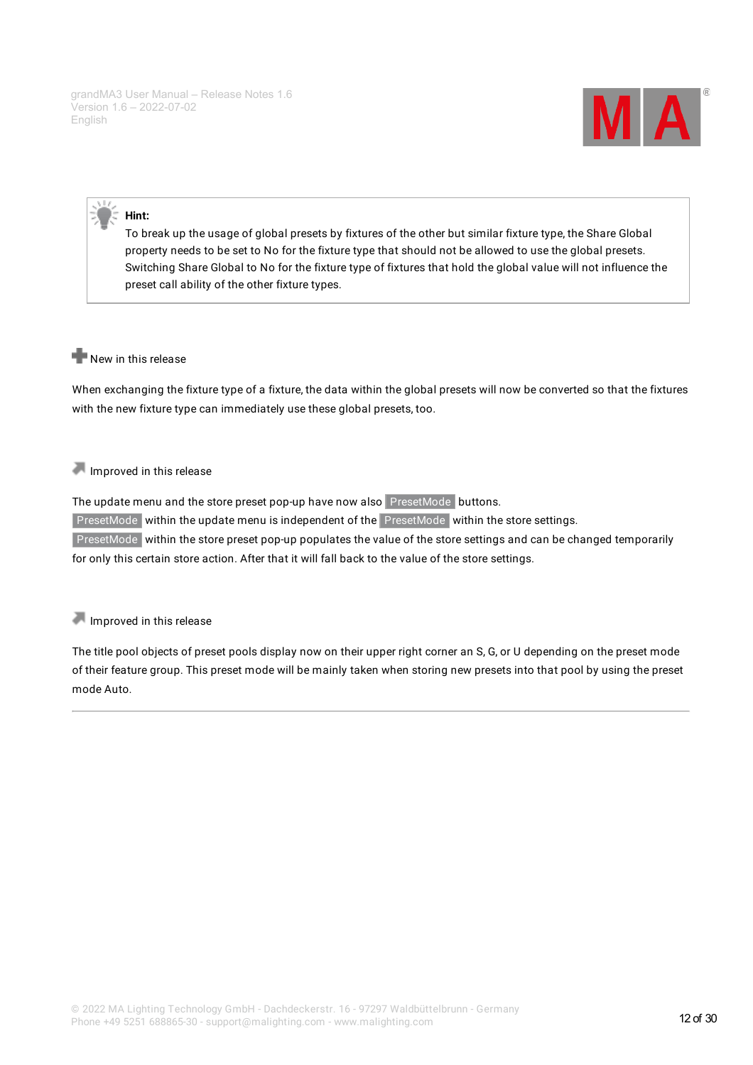> **Hint:**
> To break up the usage of global presets by fixtures of the other but similar fixture type, the Share Global property needs to be set to No for the fixture type that should not be allowed to use the global presets. Switching Share Global to No for the fixture type of fixtures that hold the global value will not influence the preset call ability of the other fixture types.

**New in this release**

When exchanging the fixture type of a fixture, the data within the global presets will now be converted so that the fixtures with the new fixture type can immediately use these global presets, too.

**Improved in this release**

The update menu and the store preset pop-up have now also `PresetMode` buttons.
`PresetMode` within the update menu is independent of the `PresetMode` within the store settings.
`PresetMode` within the store preset pop-up populates the value of the store settings and can be changed temporarily for only this certain store action. After that it will fall back to the value of the store settings.

**Improved in this release**

The title pool objects of preset pools display now on their upper right corner an S, G, or U depending on the preset mode of their feature group. This preset mode will be mainly taken when storing new presets into that pool by using the preset mode Auto.

---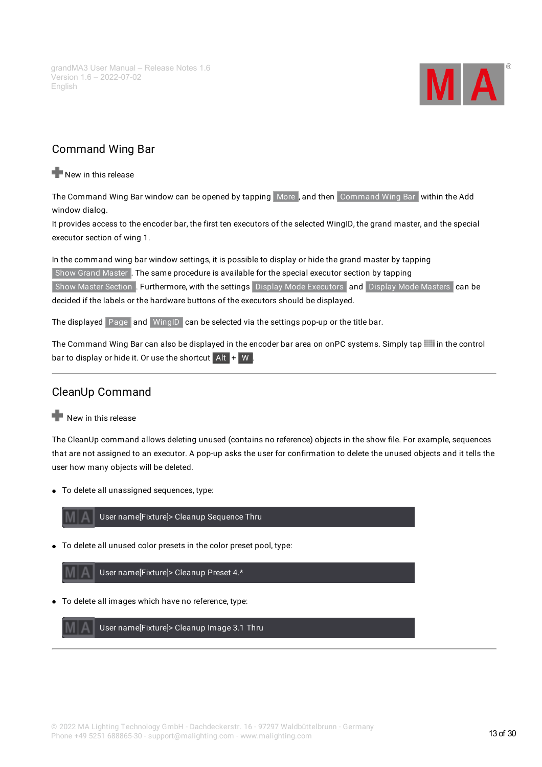## Command Wing Bar

New in this release

The Command Wing Bar window can be opened by tapping More, and then Command Wing Bar within the Add window dialog.
It provides access to the encoder bar, the first ten executors of the selected WingID, the grand master, and the special executor section of wing 1.

In the command wing bar window settings, it is possible to display or hide the grand master by tapping Show Grand Master. The same procedure is available for the special executor section by tapping Show Master Section. Furthermore, with the settings Display Mode Executors and Display Mode Masters can be decided if the labels or the hardware buttons of the executors should be displayed.

The displayed Page and WingID can be selected via the settings pop-up or the title bar.

The Command Wing Bar can also be displayed in the encoder bar area on onPC systems. Simply tap in the control bar to display or hide it. Or use the shortcut Alt + W.

## CleanUp Command

New in this release

The CleanUp command allows deleting unused (contains no reference) objects in the show file. For example, sequences that are not assigned to an executor. A pop-up asks the user for confirmation to delete the unused objects and it tells the user how many objects will be deleted.

- To delete all unassigned sequences, type:

```
User name[Fixture]> Cleanup Sequence Thru
```

- To delete all unused color presets in the color preset pool, type:

```
User name[Fixture]> Cleanup Preset 4.*
```

- To delete all images which have no reference, type:

```
User name[Fixture]> Cleanup Image 3.1 Thru
```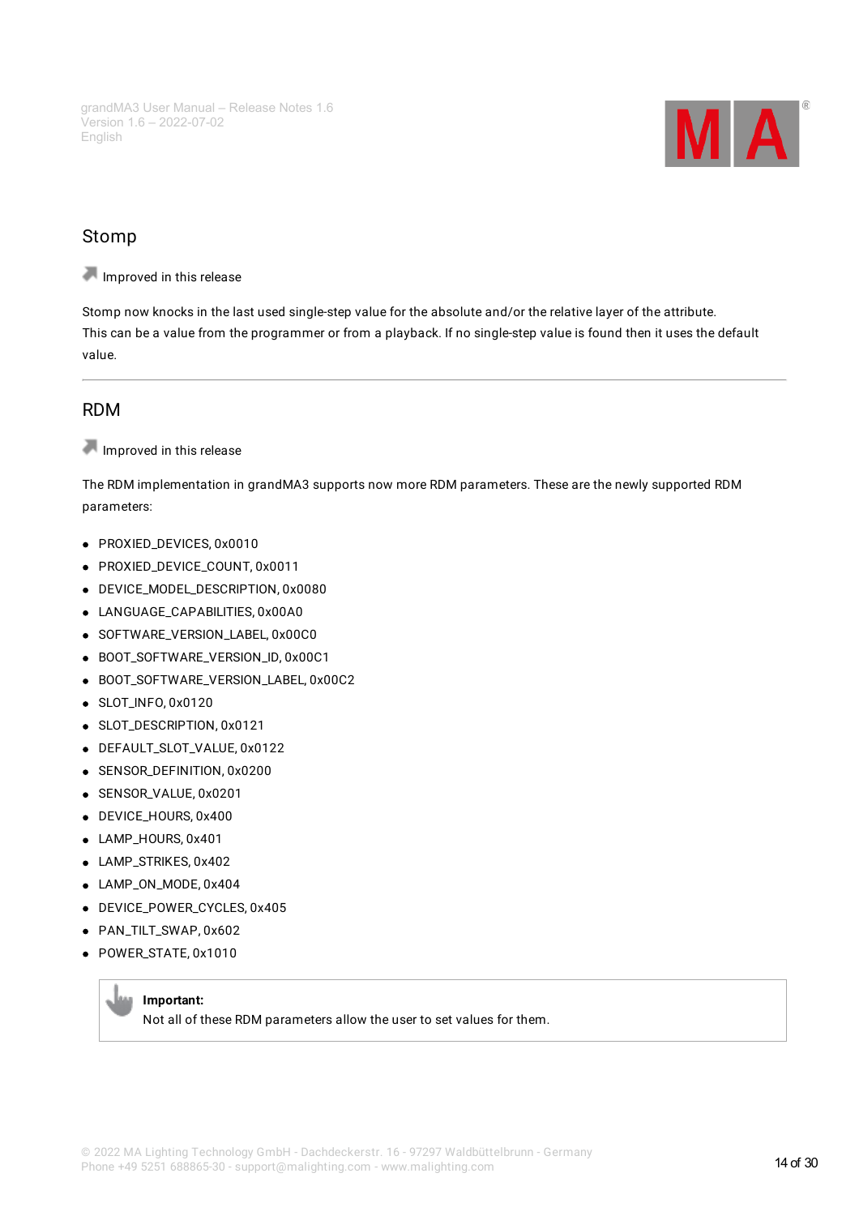## Stomp

Improved in this release

Stomp now knocks in the last used single-step value for the absolute and/or the relative layer of the attribute. This can be a value from the programmer or from a playback. If no single-step value is found then it uses the default value.

---

## RDM

Improved in this release

The RDM implementation in grandMA3 supports now more RDM parameters. These are the newly supported RDM parameters:

- PROXIED_DEVICES, 0x0010
- PROXIED_DEVICE_COUNT, 0x0011
- DEVICE_MODEL_DESCRIPTION, 0x0080
- LANGUAGE_CAPABILITIES, 0x00A0
- SOFTWARE_VERSION_LABEL, 0x00C0
- BOOT_SOFTWARE_VERSION_ID, 0x00C1
- BOOT_SOFTWARE_VERSION_LABEL, 0x00C2
- SLOT_INFO, 0x0120
- SLOT_DESCRIPTION, 0x0121
- DEFAULT_SLOT_VALUE, 0x0122
- SENSOR_DEFINITION, 0x0200
- SENSOR_VALUE, 0x0201
- DEVICE_HOURS, 0x400
- LAMP_HOURS, 0x401
- LAMP_STRIKES, 0x402
- LAMP_ON_MODE, 0x404
- DEVICE_POWER_CYCLES, 0x405
- PAN_TILT_SWAP, 0x602
- POWER_STATE, 0x1010

> **Important:**
> Not all of these RDM parameters allow the user to set values for them.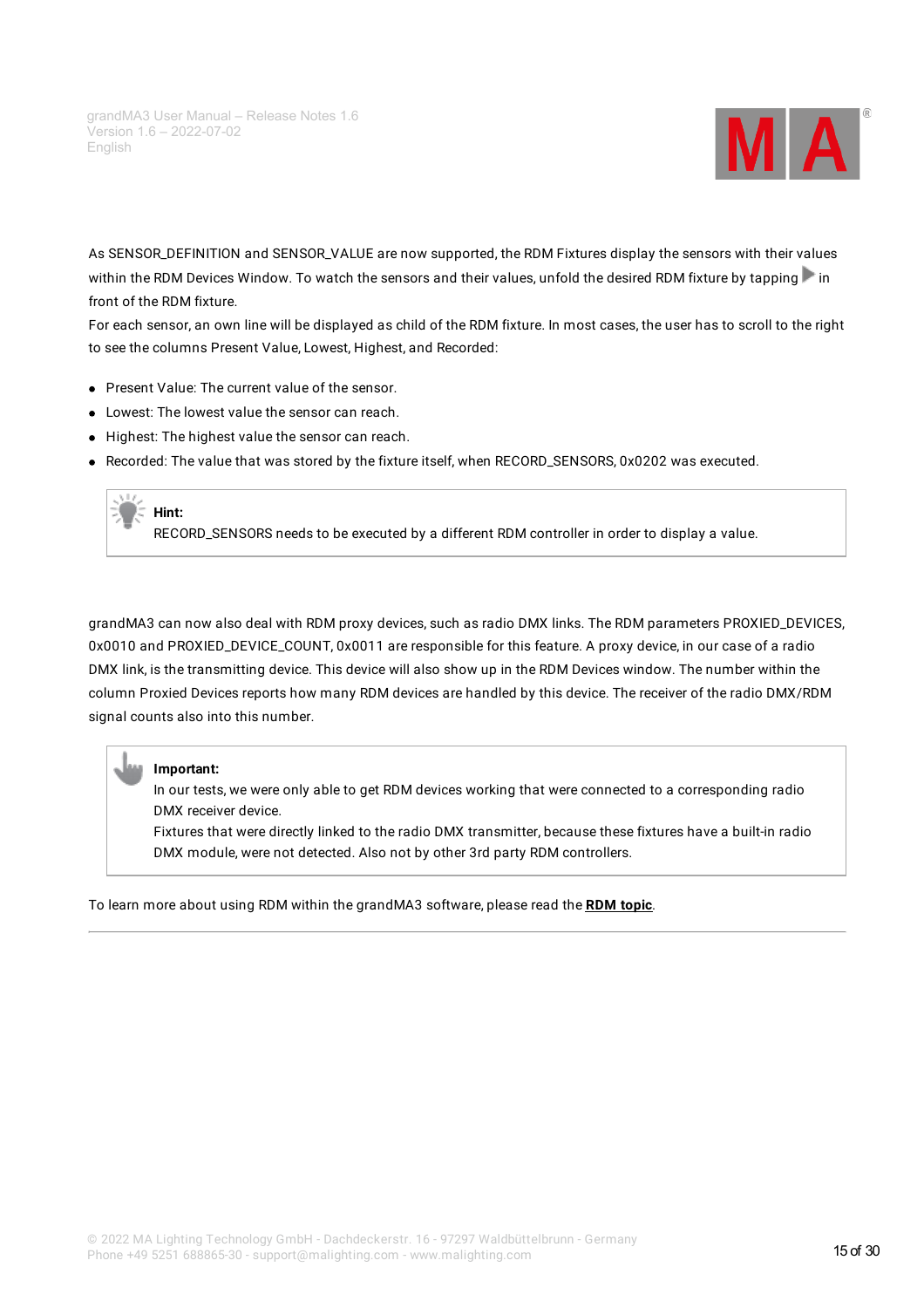As SENSOR_DEFINITION and SENSOR_VALUE are now supported, the RDM Fixtures display the sensors with their values within the RDM Devices Window. To watch the sensors and their values, unfold the desired RDM fixture by tapping ▶ in front of the RDM fixture.
For each sensor, an own line will be displayed as child of the RDM fixture. In most cases, the user has to scroll to the right to see the columns Present Value, Lowest, Highest, and Recorded:

- Present Value: The current value of the sensor.
- Lowest: The lowest value the sensor can reach.
- Highest: The highest value the sensor can reach.
- Recorded: The value that was stored by the fixture itself, when RECORD_SENSORS, 0x0202 was executed.

> **Hint:**
> RECORD_SENSORS needs to be executed by a different RDM controller in order to display a value.

grandMA3 can now also deal with RDM proxy devices, such as radio DMX links. The RDM parameters PROXIED_DEVICES, 0x0010 and PROXIED_DEVICE_COUNT, 0x0011 are responsible for this feature. A proxy device, in our case of a radio DMX link, is the transmitting device. This device will also show up in the RDM Devices window. The number within the column Proxied Devices reports how many RDM devices are handled by this device. The receiver of the radio DMX/RDM signal counts also into this number.

> **Important:**
> In our tests, we were only able to get RDM devices working that were connected to a corresponding radio DMX receiver device.
> Fixtures that were directly linked to the radio DMX transmitter, because these fixtures have a built-in radio DMX module, were not detected. Also not by other 3rd party RDM controllers.

To learn more about using RDM within the grandMA3 software, please read the **RDM topic**.

---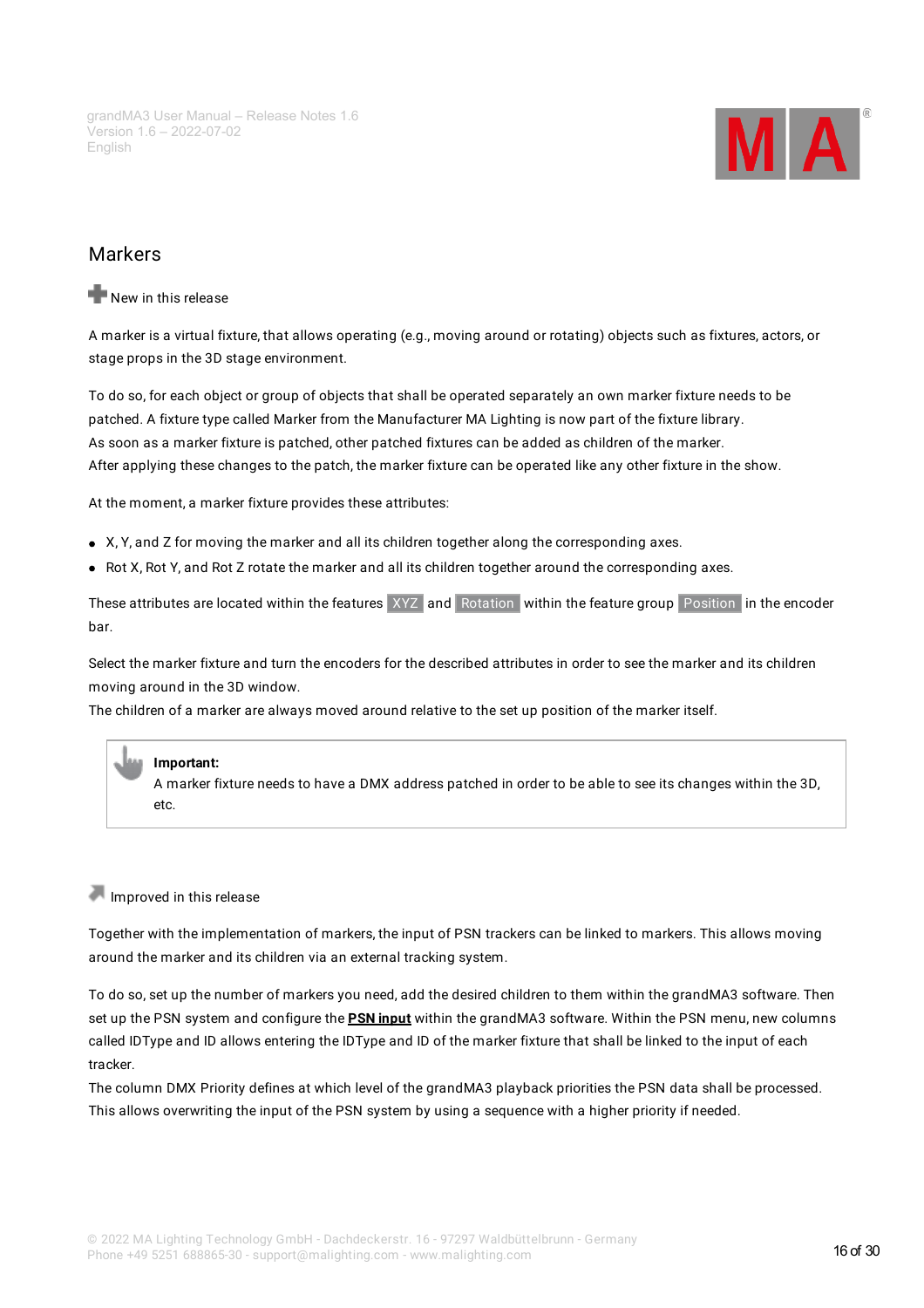## Markers

New in this release

A marker is a virtual fixture, that allows operating (e.g., moving around or rotating) objects such as fixtures, actors, or stage props in the 3D stage environment.

To do so, for each object or group of objects that shall be operated separately an own marker fixture needs to be patched. A fixture type called Marker from the Manufacturer MA Lighting is now part of the fixture library.
As soon as a marker fixture is patched, other patched fixtures can be added as children of the marker.
After applying these changes to the patch, the marker fixture can be operated like any other fixture in the show.

At the moment, a marker fixture provides these attributes:

- X, Y, and Z for moving the marker and all its children together along the corresponding axes.
- Rot X, Rot Y, and Rot Z rotate the marker and all its children together around the corresponding axes.

These attributes are located within the features XYZ and Rotation within the feature group Position in the encoder bar.

Select the marker fixture and turn the encoders for the described attributes in order to see the marker and its children moving around in the 3D window.
The children of a marker are always moved around relative to the set up position of the marker itself.

> **Important:**
> A marker fixture needs to have a DMX address patched in order to be able to see its changes within the 3D, etc.

Improved in this release

Together with the implementation of markers, the input of PSN trackers can be linked to markers. This allows moving around the marker and its children via an external tracking system.

To do so, set up the number of markers you need, add the desired children to them within the grandMA3 software. Then set up the PSN system and configure the **PSN input** within the grandMA3 software. Within the PSN menu, new columns called IDType and ID allows entering the IDType and ID of the marker fixture that shall be linked to the input of each tracker.
The column DMX Priority defines at which level of the grandMA3 playback priorities the PSN data shall be processed. This allows overwriting the input of the PSN system by using a sequence with a higher priority if needed.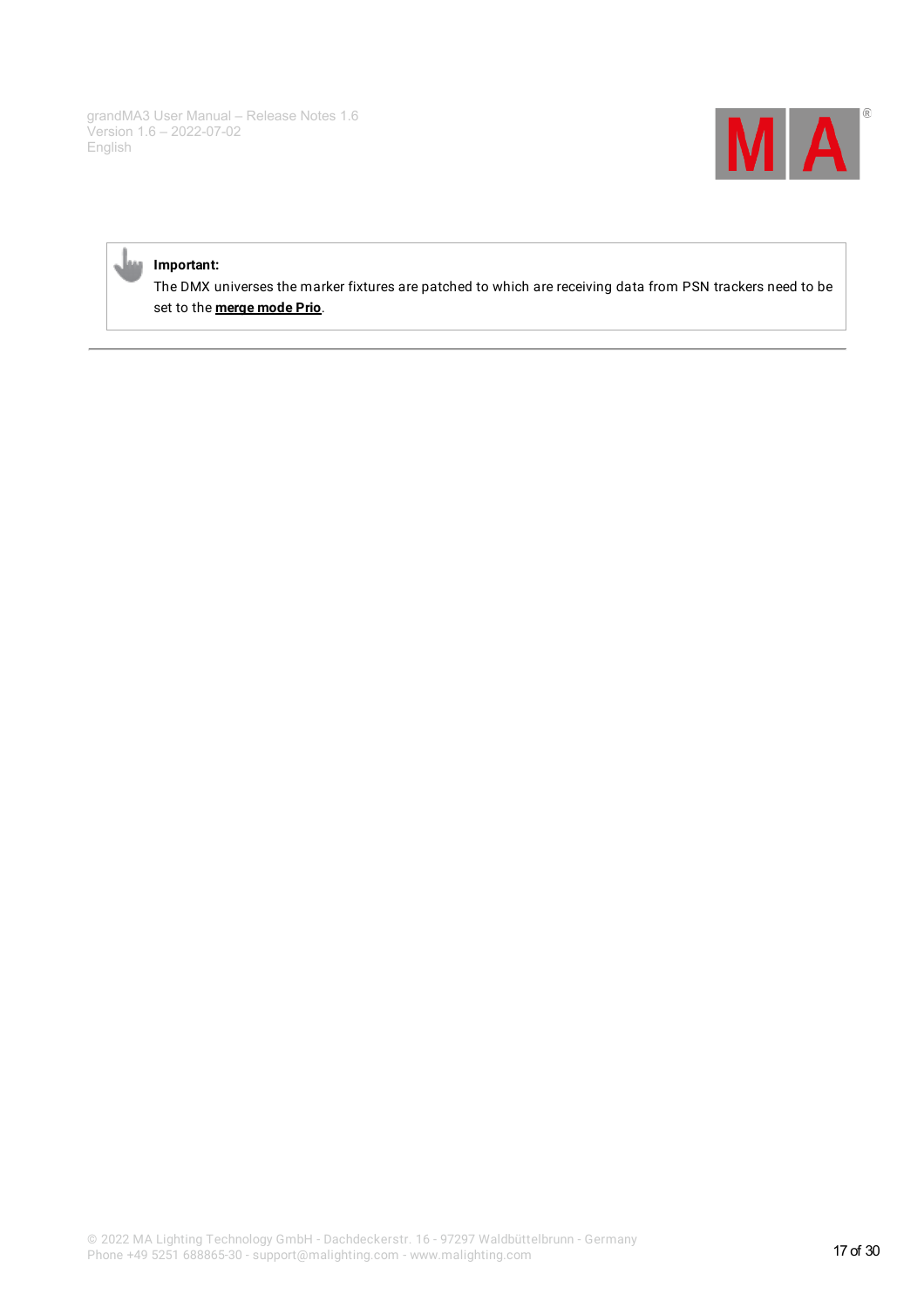> **Important:**
> The DMX universes the marker fixtures are patched to which are receiving data from PSN trackers need to be set to the **merge mode Prio**.

---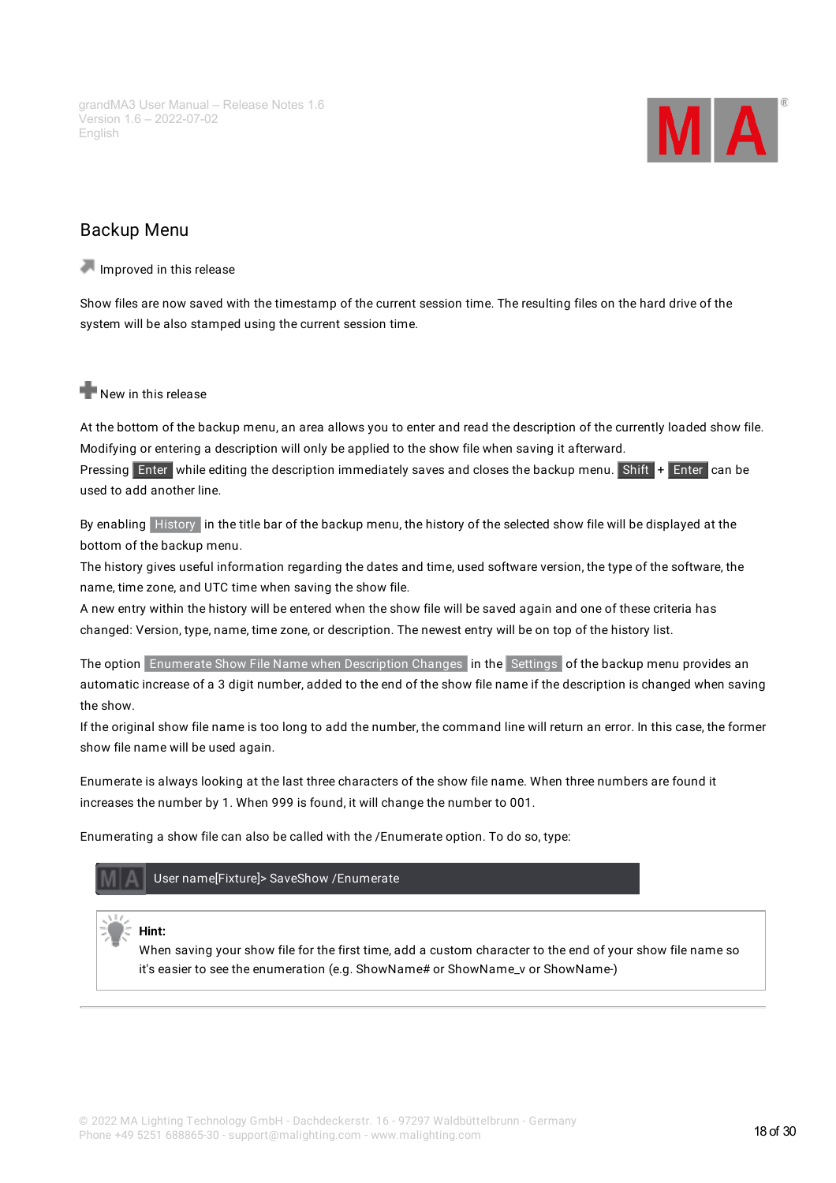## Backup Menu

Improved in this release

Show files are now saved with the timestamp of the current session time. The resulting files on the hard drive of the system will be also stamped using the current session time.

New in this release

At the bottom of the backup menu, an area allows you to enter and read the description of the currently loaded show file. Modifying or entering a description will only be applied to the show file when saving it afterward.
Pressing Enter while editing the description immediately saves and closes the backup menu. Shift + Enter can be used to add another line.

By enabling History in the title bar of the backup menu, the history of the selected show file will be displayed at the bottom of the backup menu.
The history gives useful information regarding the dates and time, used software version, the type of the software, the name, time zone, and UTC time when saving the show file.
A new entry within the history will be entered when the show file will be saved again and one of these criteria has changed: Version, type, name, time zone, or description. The newest entry will be on top of the history list.

The option Enumerate Show File Name when Description Changes in the Settings of the backup menu provides an automatic increase of a 3 digit number, added to the end of the show file name if the description is changed when saving the show.
If the original show file name is too long to add the number, the command line will return an error. In this case, the former show file name will be used again.

Enumerate is always looking at the last three characters of the show file name. When three numbers are found it increases the number by 1. When 999 is found, it will change the number to 001.

Enumerating a show file can also be called with the /Enumerate option. To do so, type:

```
User name[Fixture]> SaveShow /Enumerate
```

**Hint:**
When saving your show file for the first time, add a custom character to the end of your show file name so it's easier to see the enumeration (e.g. ShowName# or ShowName_v or ShowName-)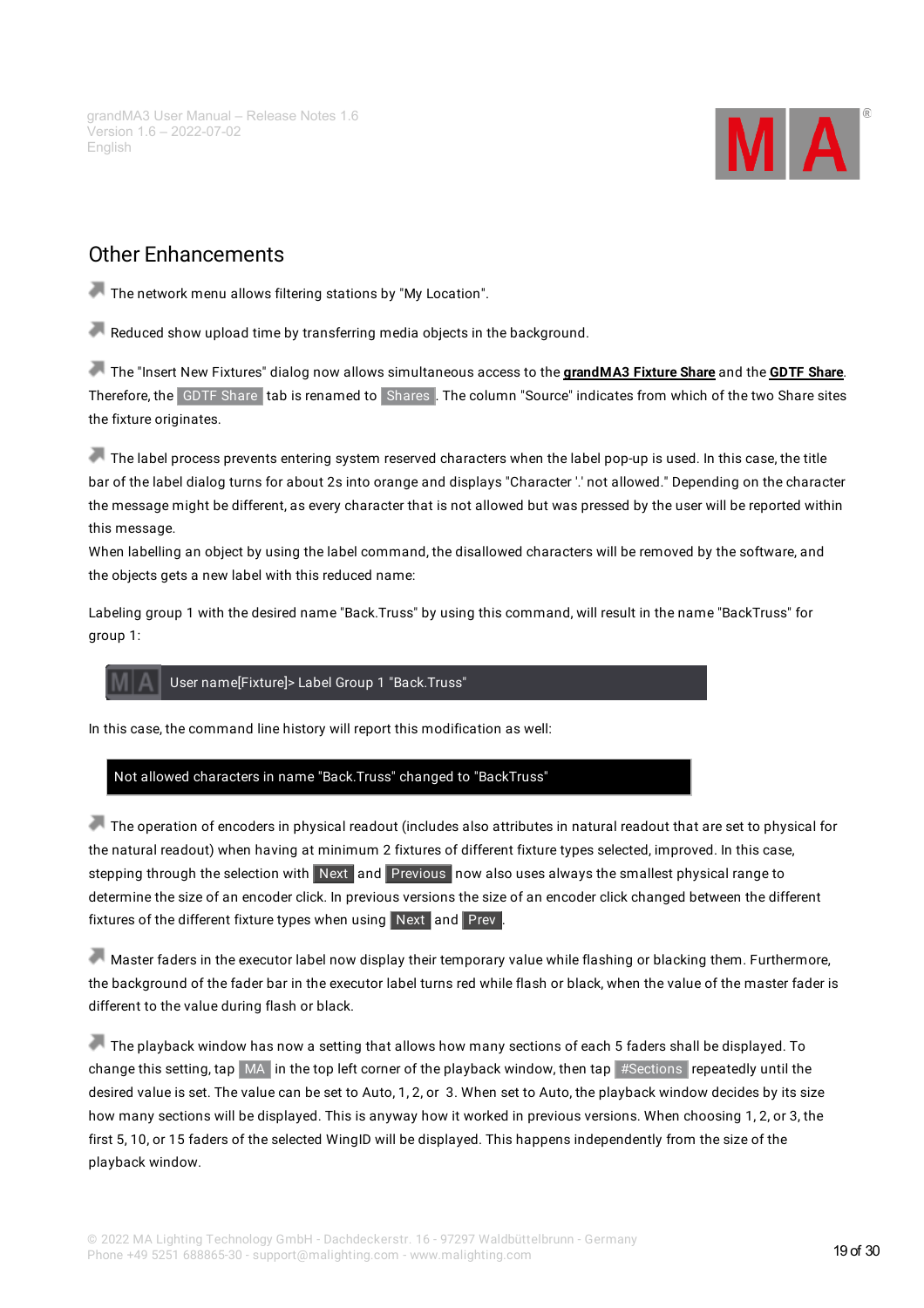## Other Enhancements

The network menu allows filtering stations by "My Location".

Reduced show upload time by transferring media objects in the background.

The "Insert New Fixtures" dialog now allows simultaneous access to the **grandMA3 Fixture Share** and the **GDTF Share**. Therefore, the GDTF Share tab is renamed to Shares. The column "Source" indicates from which of the two Share sites the fixture originates.

The label process prevents entering system reserved characters when the label pop-up is used. In this case, the title bar of the label dialog turns for about 2s into orange and displays "Character '.' not allowed." Depending on the character the message might be different, as every character that is not allowed but was pressed by the user will be reported within this message.
When labelling an object by using the label command, the disallowed characters will be removed by the software, and the objects gets a new label with this reduced name:

Labeling group 1 with the desired name "Back.Truss" by using this command, will result in the name "BackTruss" for group 1:

```
User name[Fixture]> Label Group 1 "Back.Truss"
```

In this case, the command line history will report this modification as well:

```
Not allowed characters in name "Back.Truss" changed to "BackTruss"
```

The operation of encoders in physical readout (includes also attributes in natural readout that are set to physical for the natural readout) when having at minimum 2 fixtures of different fixture types selected, improved. In this case, stepping through the selection with Next and Previous now also uses always the smallest physical range to determine the size of an encoder click. In previous versions the size of an encoder click changed between the different fixtures of the different fixture types when using Next and Prev.

Master faders in the executor label now display their temporary value while flashing or blacking them. Furthermore, the background of the fader bar in the executor label turns red while flash or black, when the value of the master fader is different to the value during flash or black.

The playback window has now a setting that allows how many sections of each 5 faders shall be displayed. To change this setting, tap MA in the top left corner of the playback window, then tap #Sections repeatedly until the desired value is set. The value can be set to Auto, 1, 2, or 3. When set to Auto, the playback window decides by its size how many sections will be displayed. This is anyway how it worked in previous versions. When choosing 1, 2, or 3, the first 5, 10, or 15 faders of the selected WingID will be displayed. This happens independently from the size of the playback window.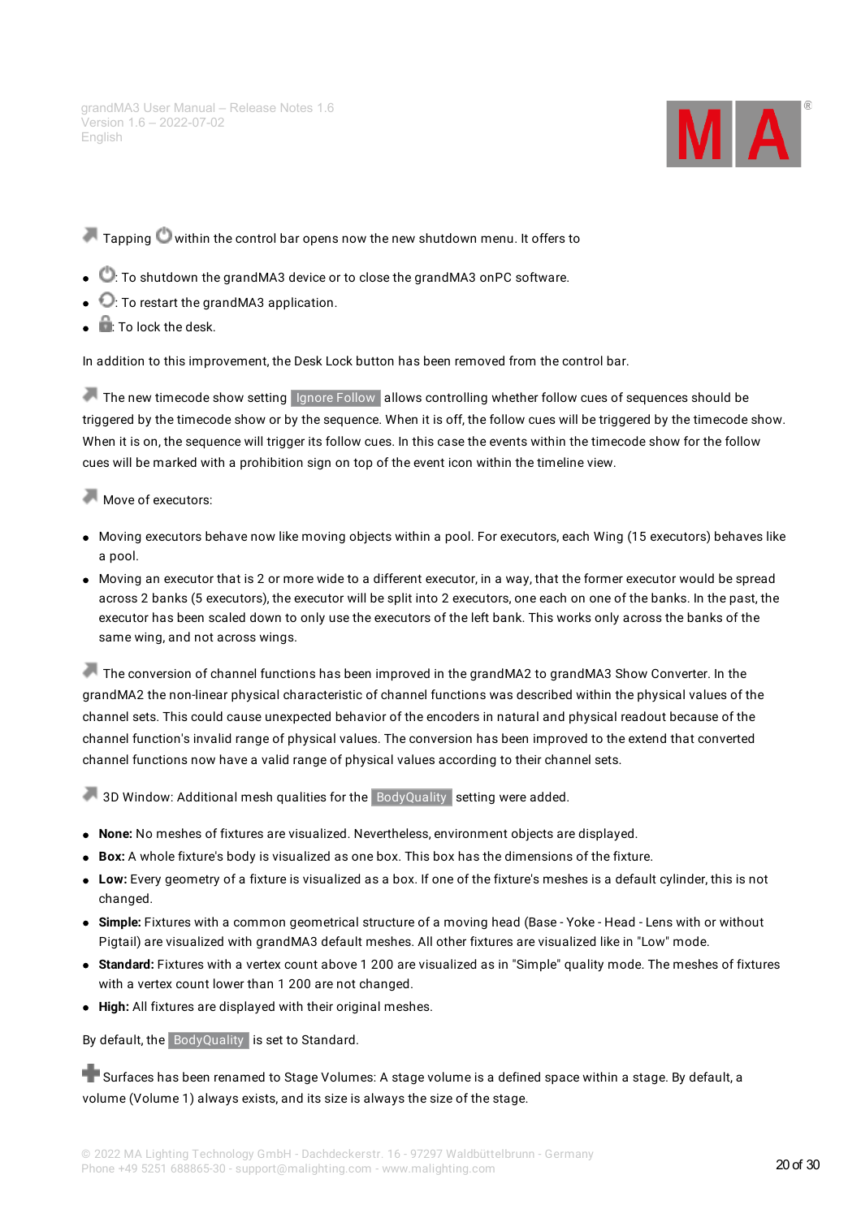Tapping within the control bar opens now the new shutdown menu. It offers to

- : To shutdown the grandMA3 device or to close the grandMA3 onPC software.
- : To restart the grandMA3 application.
- : To lock the desk.

In addition to this improvement, the Desk Lock button has been removed from the control bar.

The new timecode show setting Ignore Follow allows controlling whether follow cues of sequences should be triggered by the timecode show or by the sequence. When it is off, the follow cues will be triggered by the timecode show. When it is on, the sequence will trigger its follow cues. In this case the events within the timecode show for the follow cues will be marked with a prohibition sign on top of the event icon within the timeline view.

Move of executors:

- Moving executors behave now like moving objects within a pool. For executors, each Wing (15 executors) behaves like a pool.
- Moving an executor that is 2 or more wide to a different executor, in a way, that the former executor would be spread across 2 banks (5 executors), the executor will be split into 2 executors, one each on one of the banks. In the past, the executor has been scaled down to only use the executors of the left bank. This works only across the banks of the same wing, and not across wings.

The conversion of channel functions has been improved in the grandMA2 to grandMA3 Show Converter. In the grandMA2 the non-linear physical characteristic of channel functions was described within the physical values of the channel sets. This could cause unexpected behavior of the encoders in natural and physical readout because of the channel function's invalid range of physical values. The conversion has been improved to the extend that converted channel functions now have a valid range of physical values according to their channel sets.

3D Window: Additional mesh qualities for the BodyQuality setting were added.

- **None:** No meshes of fixtures are visualized. Nevertheless, environment objects are displayed.
- **Box:** A whole fixture's body is visualized as one box. This box has the dimensions of the fixture.
- **Low:** Every geometry of a fixture is visualized as a box. If one of the fixture's meshes is a default cylinder, this is not changed.
- **Simple:** Fixtures with a common geometrical structure of a moving head (Base - Yoke - Head - Lens with or without Pigtail) are visualized with grandMA3 default meshes. All other fixtures are visualized like in "Low" mode.
- **Standard:** Fixtures with a vertex count above 1 200 are visualized as in "Simple" quality mode. The meshes of fixtures with a vertex count lower than 1 200 are not changed.
- **High:** All fixtures are displayed with their original meshes.

By default, the BodyQuality is set to Standard.

Surfaces has been renamed to Stage Volumes: A stage volume is a defined space within a stage. By default, a volume (Volume 1) always exists, and its size is always the size of the stage.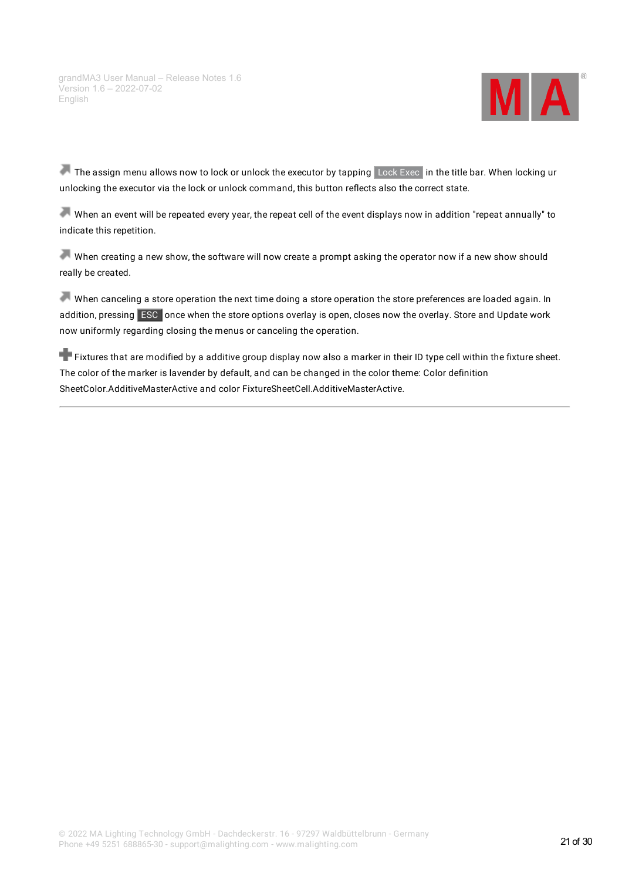The assign menu allows now to lock or unlock the executor by tapping Lock Exec in the title bar. When locking ur unlocking the executor via the lock or unlock command, this button reflects also the correct state.

When an event will be repeated every year, the repeat cell of the event displays now in addition "repeat annually" to indicate this repetition.

When creating a new show, the software will now create a prompt asking the operator now if a new show should really be created.

When canceling a store operation the next time doing a store operation the store preferences are loaded again. In addition, pressing ESC once when the store options overlay is open, closes now the overlay. Store and Update work now uniformly regarding closing the menus or canceling the operation.

Fixtures that are modified by a additive group display now also a marker in their ID type cell within the fixture sheet. The color of the marker is lavender by default, and can be changed in the color theme: Color definition SheetColor.AdditiveMasterActive and color FixtureSheetCell.AdditiveMasterActive.

---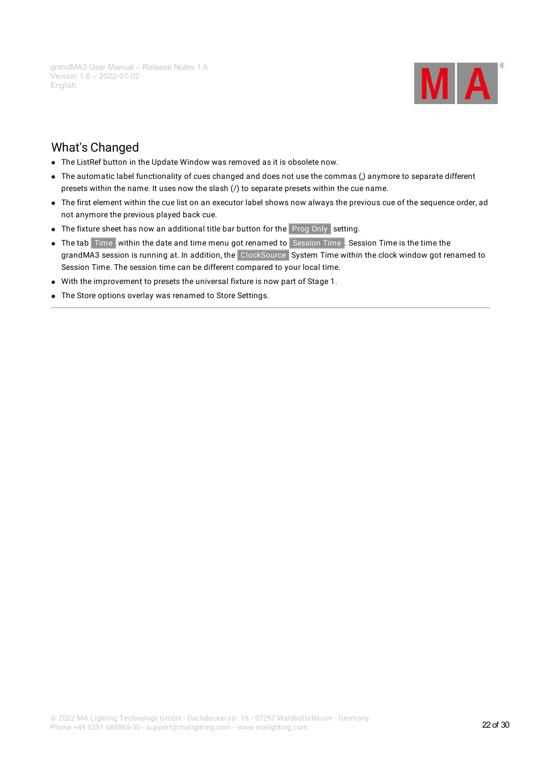## What's Changed

- The ListRef button in the Update Window was removed as it is obsolete now.
- The automatic label functionality of cues changed and does not use the commas (,) anymore to separate different presets within the name. It uses now the slash (/) to separate presets within the cue name.
- The first element within the cue list on an executor label shows now always the previous cue of the sequence order, ad not anymore the previous played back cue.
- The fixture sheet has now an additional title bar button for the Prog Only setting.
- The tab Time within the date and time menu got renamed to Session Time. Session Time is the time the grandMA3 session is running at. In addition, the ClockSource System Time within the clock window got renamed to Session Time. The session time can be different compared to your local time.
- With the improvement to presets the universal fixture is now part of Stage 1.
- The Store options overlay was renamed to Store Settings.

---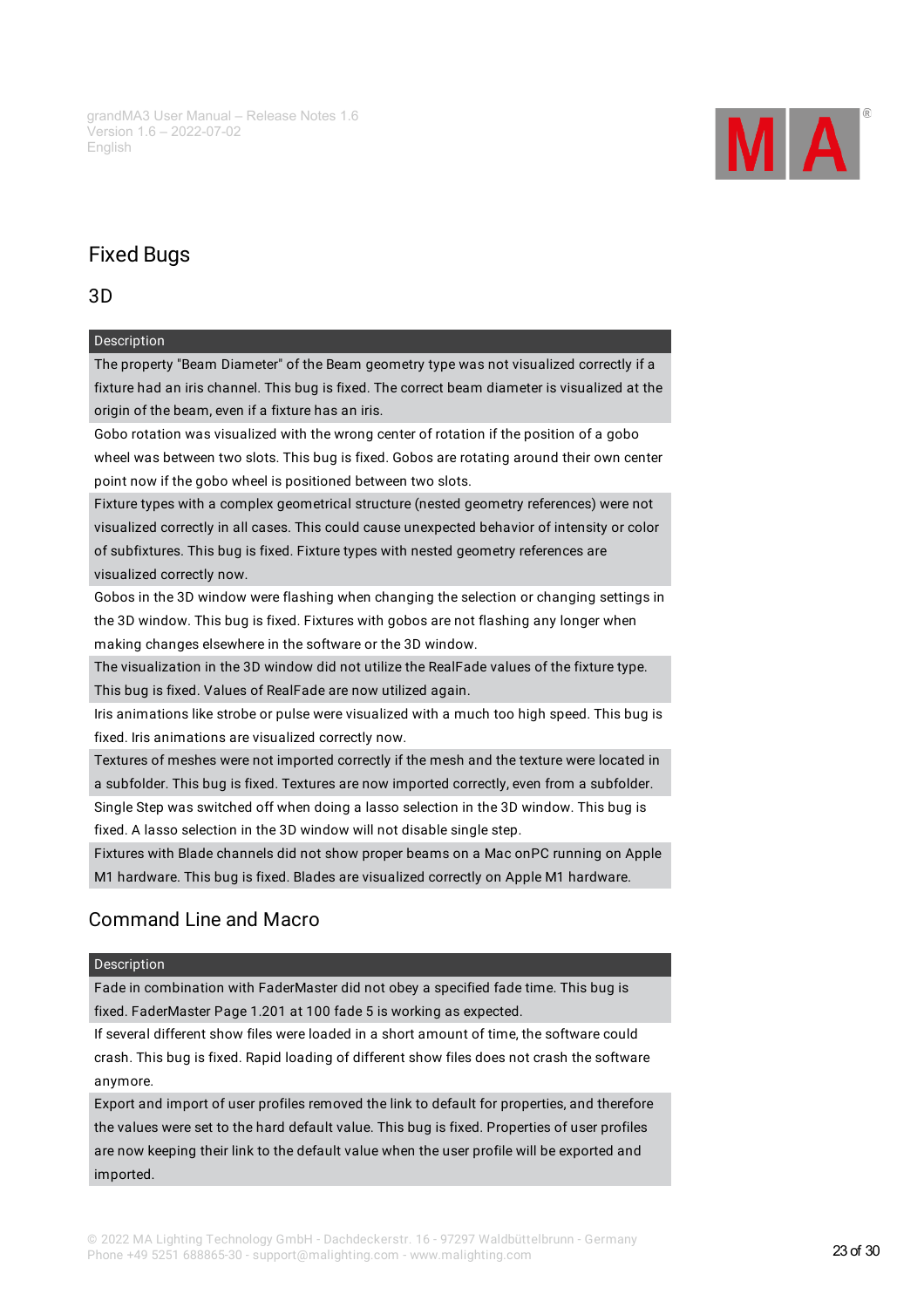## Fixed Bugs

### 3D

| Description |
|---|
| The property "Beam Diameter" of the Beam geometry type was not visualized correctly if a fixture had an iris channel. This bug is fixed. The correct beam diameter is visualized at the origin of the beam, even if a fixture has an iris. |
| Gobo rotation was visualized with the wrong center of rotation if the position of a gobo wheel was between two slots. This bug is fixed. Gobos are rotating around their own center point now if the gobo wheel is positioned between two slots. |
| Fixture types with a complex geometrical structure (nested geometry references) were not visualized correctly in all cases. This could cause unexpected behavior of intensity or color of subfixtures. This bug is fixed. Fixture types with nested geometry references are visualized correctly now. |
| Gobos in the 3D window were flashing when changing the selection or changing settings in the 3D window. This bug is fixed. Fixtures with gobos are not flashing any longer when making changes elsewhere in the software or the 3D window. |
| The visualization in the 3D window did not utilize the RealFade values of the fixture type. This bug is fixed. Values of RealFade are now utilized again. |
| Iris animations like strobe or pulse were visualized with a much too high speed. This bug is fixed. Iris animations are visualized correctly now. |
| Textures of meshes were not imported correctly if the mesh and the texture were located in a subfolder. This bug is fixed. Textures are now imported correctly, even from a subfolder. |
| Single Step was switched off when doing a lasso selection in the 3D window. This bug is fixed. A lasso selection in the 3D window will not disable single step. |
| Fixtures with Blade channels did not show proper beams on a Mac onPC running on Apple M1 hardware. This bug is fixed. Blades are visualized correctly on Apple M1 hardware. |

### Command Line and Macro

| Description |
|---|
| Fade in combination with FaderMaster did not obey a specified fade time. This bug is fixed. FaderMaster Page 1.201 at 100 fade 5 is working as expected. |
| If several different show files were loaded in a short amount of time, the software could crash. This bug is fixed. Rapid loading of different show files does not crash the software anymore. |
| Export and import of user profiles removed the link to default for properties, and therefore the values were set to the hard default value. This bug is fixed. Properties of user profiles are now keeping their link to the default value when the user profile will be exported and imported. |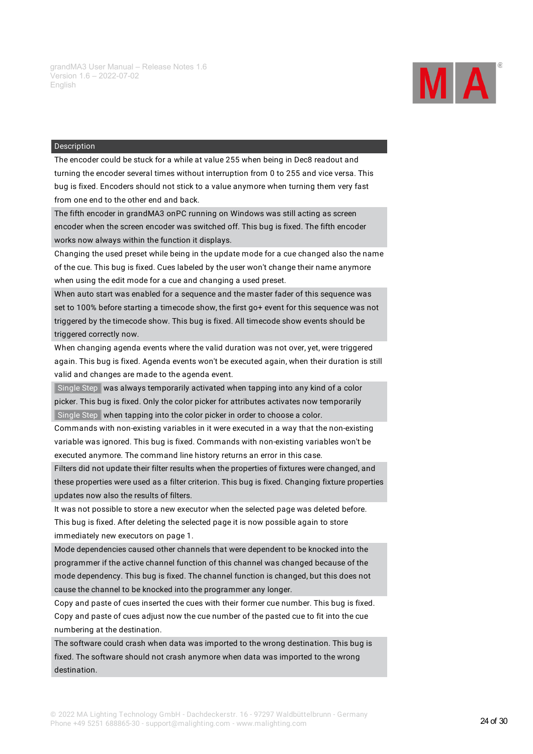| Description |
| --- |
| The encoder could be stuck for a while at value 255 when being in Dec8 readout and turning the encoder several times without interruption from 0 to 255 and vice versa. This bug is fixed. Encoders should not stick to a value anymore when turning them very fast from one end to the other end and back. |
| The fifth encoder in grandMA3 onPC running on Windows was still acting as screen encoder when the screen encoder was switched off. This bug is fixed. The fifth encoder works now always within the function it displays. |
| Changing the used preset while being in the update mode for a cue changed also the name of the cue. This bug is fixed. Cues labeled by the user won't change their name anymore when using the edit mode for a cue and changing a used preset. |
| When auto start was enabled for a sequence and the master fader of this sequence was set to 100% before starting a timecode show, the first go+ event for this sequence was not triggered by the timecode show. This bug is fixed. All timecode show events should be triggered correctly now. |
| When changing agenda events where the valid duration was not over, yet, were triggered again. This bug is fixed. Agenda events won't be executed again, when their duration is still valid and changes are made to the agenda event. |
| Single Step was always temporarily activated when tapping into any kind of a color picker. This bug is fixed. Only the color picker for attributes activates now temporarily Single Step when tapping into the color picker in order to choose a color. |
| Commands with non-existing variables in it were executed in a way that the non-existing variable was ignored. This bug is fixed. Commands with non-existing variables won't be executed anymore. The command line history returns an error in this case. |
| Filters did not update their filter results when the properties of fixtures were changed, and these properties were used as a filter criterion. This bug is fixed. Changing fixture properties updates now also the results of filters. |
| It was not possible to store a new executor when the selected page was deleted before. This bug is fixed. After deleting the selected page it is now possible again to store immediately new executors on page 1. |
| Mode dependencies caused other channels that were dependent to be knocked into the programmer if the active channel function of this channel was changed because of the mode dependency. This bug is fixed. The channel function is changed, but this does not cause the channel to be knocked into the programmer any longer. |
| Copy and paste of cues inserted the cues with their former cue number. This bug is fixed. Copy and paste of cues adjust now the cue number of the pasted cue to fit into the cue numbering at the destination. |
| The software could crash when data was imported to the wrong destination. This bug is fixed. The software should not crash anymore when data was imported to the wrong destination. |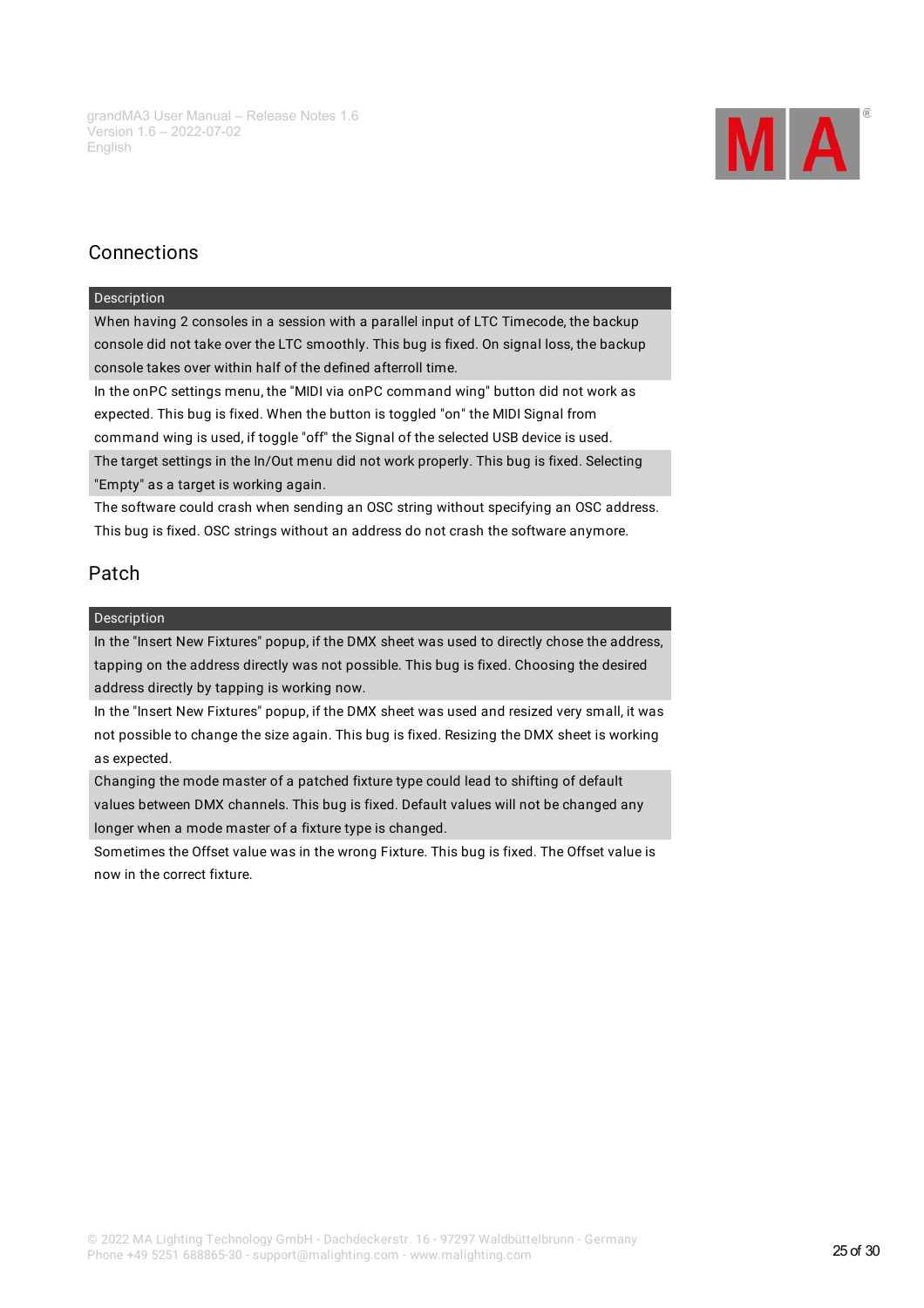## Connections

| Description |
| --- |
| When having 2 consoles in a session with a parallel input of LTC Timecode, the backup console did not take over the LTC smoothly. This bug is fixed. On signal loss, the backup console takes over within half of the defined afterroll time. |
| In the onPC settings menu, the "MIDI via onPC command wing" button did not work as expected. This bug is fixed. When the button is toggled "on" the MIDI Signal from command wing is used, if toggle "off" the Signal of the selected USB device is used. |
| The target settings in the In/Out menu did not work properly. This bug is fixed. Selecting "Empty" as a target is working again. |
| The software could crash when sending an OSC string without specifying an OSC address. This bug is fixed. OSC strings without an address do not crash the software anymore. |

## Patch

| Description |
| --- |
| In the "Insert New Fixtures" popup, if the DMX sheet was used to directly chose the address, tapping on the address directly was not possible. This bug is fixed. Choosing the desired address directly by tapping is working now. |
| In the "Insert New Fixtures" popup, if the DMX sheet was used and resized very small, it was not possible to change the size again. This bug is fixed. Resizing the DMX sheet is working as expected. |
| Changing the mode master of a patched fixture type could lead to shifting of default values between DMX channels. This bug is fixed. Default values will not be changed any longer when a mode master of a fixture type is changed. |
| Sometimes the Offset value was in the wrong Fixture. This bug is fixed. The Offset value is now in the correct fixture. |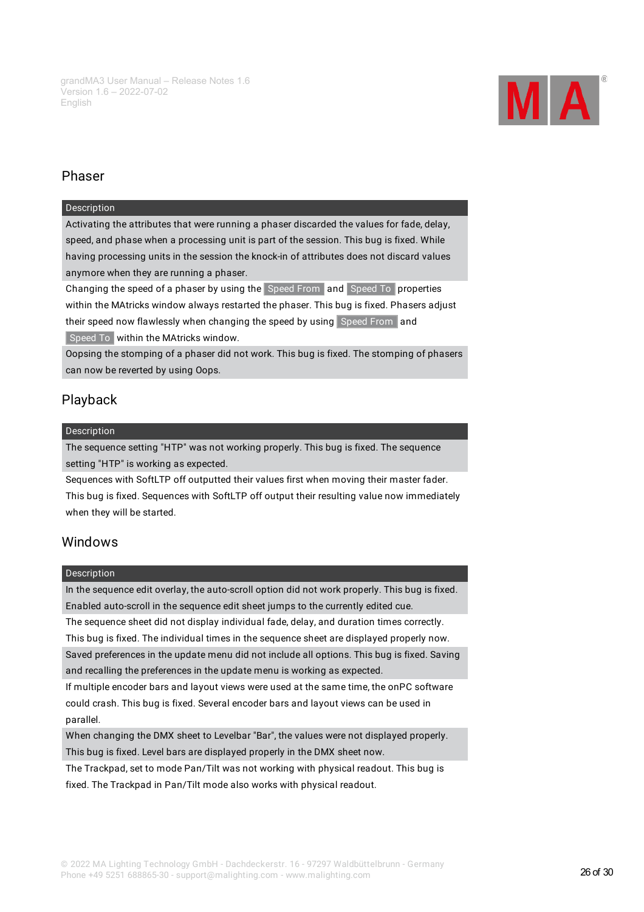## Phaser

| Description |
|---|
| Activating the attributes that were running a phaser discarded the values for fade, delay, speed, and phase when a processing unit is part of the session. This bug is fixed. While having processing units in the session the knock-in of attributes does not discard values anymore when they are running a phaser. |
| Changing the speed of a phaser by using the Speed From and Speed To properties within the MAtricks window always restarted the phaser. This bug is fixed. Phasers adjust their speed now flawlessly when changing the speed by using Speed From and Speed To within the MAtricks window. |
| Oopsing the stomping of a phaser did not work. This bug is fixed. The stomping of phasers can now be reverted by using Oops. |

## Playback

| Description |
|---|
| The sequence setting "HTP" was not working properly. This bug is fixed. The sequence setting "HTP" is working as expected. |
| Sequences with SoftLTP off outputted their values first when moving their master fader. This bug is fixed. Sequences with SoftLTP off output their resulting value now immediately when they will be started. |

## Windows

| Description |
|---|
| In the sequence edit overlay, the auto-scroll option did not work properly. This bug is fixed. Enabled auto-scroll in the sequence edit sheet jumps to the currently edited cue. |
| The sequence sheet did not display individual fade, delay, and duration times correctly. This bug is fixed. The individual times in the sequence sheet are displayed properly now. |
| Saved preferences in the update menu did not include all options. This bug is fixed. Saving and recalling the preferences in the update menu is working as expected. |
| If multiple encoder bars and layout views were used at the same time, the onPC software could crash. This bug is fixed. Several encoder bars and layout views can be used in parallel. |
| When changing the DMX sheet to Levelbar "Bar", the values were not displayed properly. This bug is fixed. Level bars are displayed properly in the DMX sheet now. |
| The Trackpad, set to mode Pan/Tilt was not working with physical readout. This bug is fixed. The Trackpad in Pan/Tilt mode also works with physical readout. |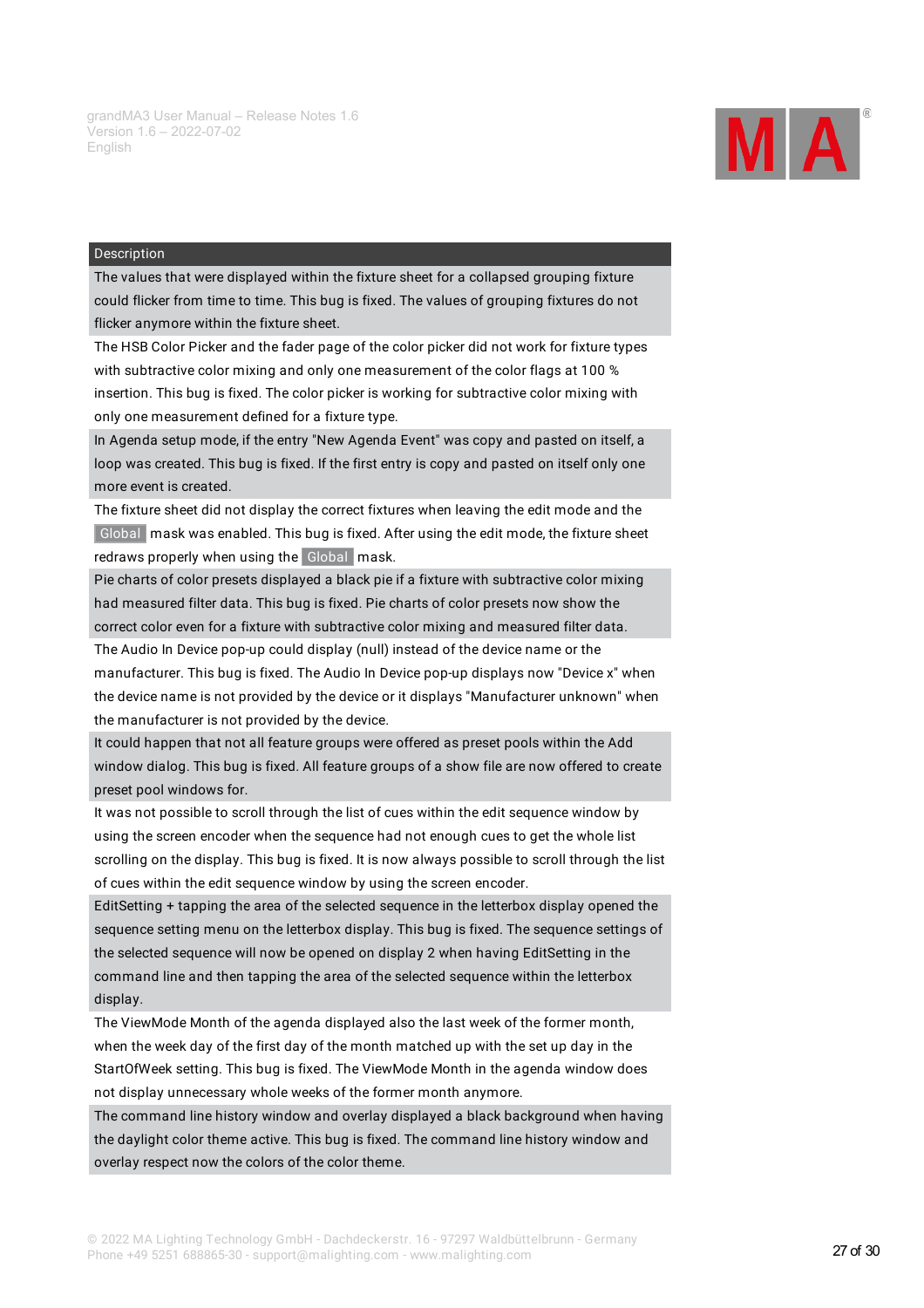| Description |
| --- |
| The values that were displayed within the fixture sheet for a collapsed grouping fixture could flicker from time to time. This bug is fixed. The values of grouping fixtures do not flicker anymore within the fixture sheet. |
| The HSB Color Picker and the fader page of the color picker did not work for fixture types with subtractive color mixing and only one measurement of the color flags at 100 % insertion. This bug is fixed. The color picker is working for subtractive color mixing with only one measurement defined for a fixture type. |
| In Agenda setup mode, if the entry "New Agenda Event" was copy and pasted on itself, a loop was created. This bug is fixed. If the first entry is copy and pasted on itself only one more event is created. |
| The fixture sheet did not display the correct fixtures when leaving the edit mode and the Global mask was enabled. This bug is fixed. After using the edit mode, the fixture sheet redraws properly when using the Global mask. |
| Pie charts of color presets displayed a black pie if a fixture with subtractive color mixing had measured filter data. This bug is fixed. Pie charts of color presets now show the correct color even for a fixture with subtractive color mixing and measured filter data. |
| The Audio In Device pop-up could display (null) instead of the device name or the manufacturer. This bug is fixed. The Audio In Device pop-up displays now "Device x" when the device name is not provided by the device or it displays "Manufacturer unknown" when the manufacturer is not provided by the device. |
| It could happen that not all feature groups were offered as preset pools within the Add window dialog. This bug is fixed. All feature groups of a show file are now offered to create preset pool windows for. |
| It was not possible to scroll through the list of cues within the edit sequence window by using the screen encoder when the sequence had not enough cues to get the whole list scrolling on the display. This bug is fixed. It is now always possible to scroll through the list of cues within the edit sequence window by using the screen encoder. |
| EditSetting + tapping the area of the selected sequence in the letterbox display opened the sequence setting menu on the letterbox display. This bug is fixed. The sequence settings of the selected sequence will now be opened on display 2 when having EditSetting in the command line and then tapping the area of the selected sequence within the letterbox display. |
| The ViewMode Month of the agenda displayed also the last week of the former month, when the week day of the first day of the month matched up with the set up day in the StartOfWeek setting. This bug is fixed. The ViewMode Month in the agenda window does not display unnecessary whole weeks of the former month anymore. |
| The command line history window and overlay displayed a black background when having the daylight color theme active. This bug is fixed. The command line history window and overlay respect now the colors of the color theme. |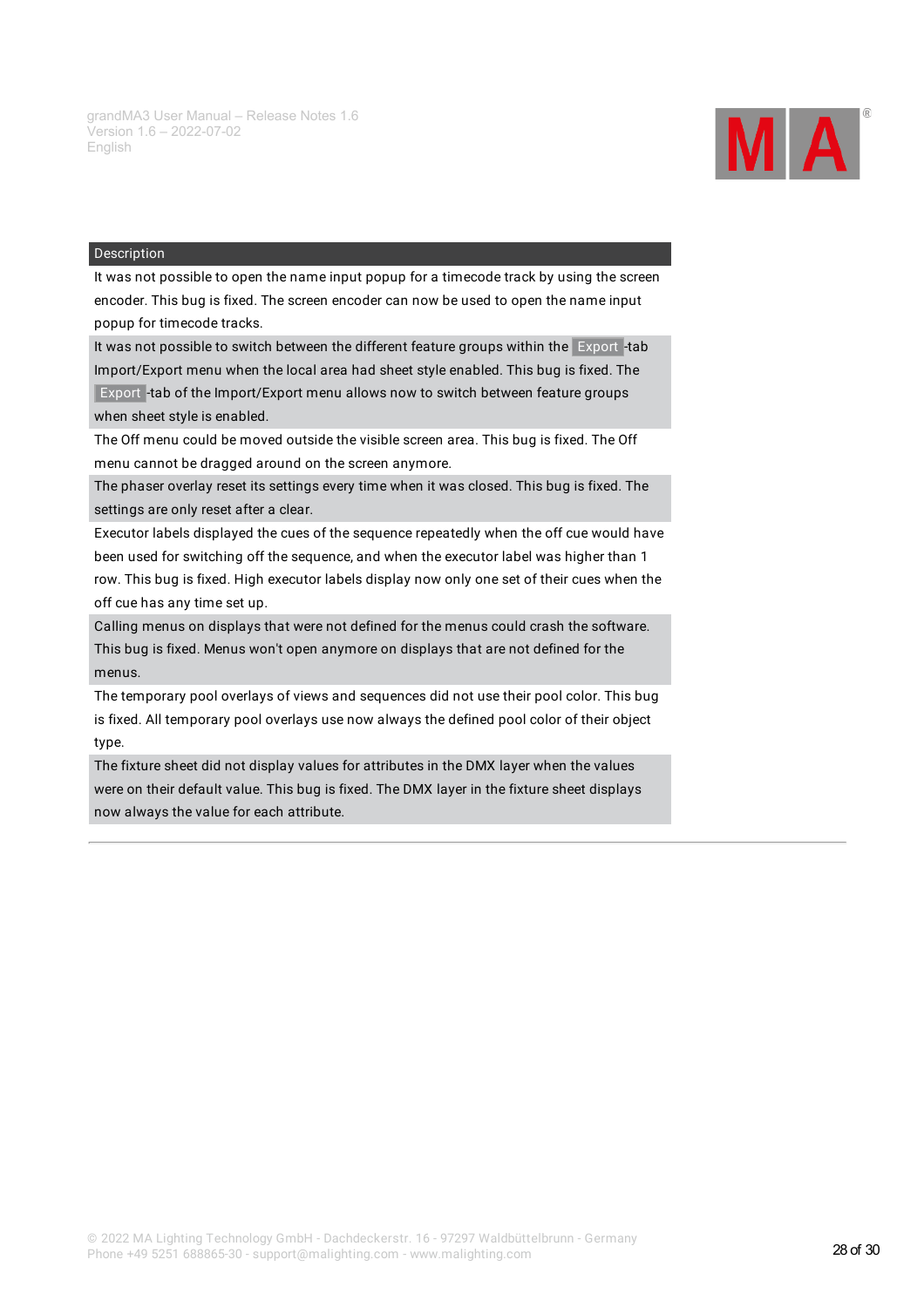| Description |
| --- |
| It was not possible to open the name input popup for a timecode track by using the screen encoder. This bug is fixed. The screen encoder can now be used to open the name input popup for timecode tracks. |
| It was not possible to switch between the different feature groups within the Export-tab Import/Export menu when the local area had sheet style enabled. This bug is fixed. The Export-tab of the Import/Export menu allows now to switch between feature groups when sheet style is enabled. |
| The Off menu could be moved outside the visible screen area. This bug is fixed. The Off menu cannot be dragged around on the screen anymore. |
| The phaser overlay reset its settings every time when it was closed. This bug is fixed. The settings are only reset after a clear. |
| Executor labels displayed the cues of the sequence repeatedly when the off cue would have been used for switching off the sequence, and when the executor label was higher than 1 row. This bug is fixed. High executor labels display now only one set of their cues when the off cue has any time set up. |
| Calling menus on displays that were not defined for the menus could crash the software. This bug is fixed. Menus won't open anymore on displays that are not defined for the menus. |
| The temporary pool overlays of views and sequences did not use their pool color. This bug is fixed. All temporary pool overlays use now always the defined pool color of their object type. |
| The fixture sheet did not display values for attributes in the DMX layer when the values were on their default value. This bug is fixed. The DMX layer in the fixture sheet displays now always the value for each attribute. |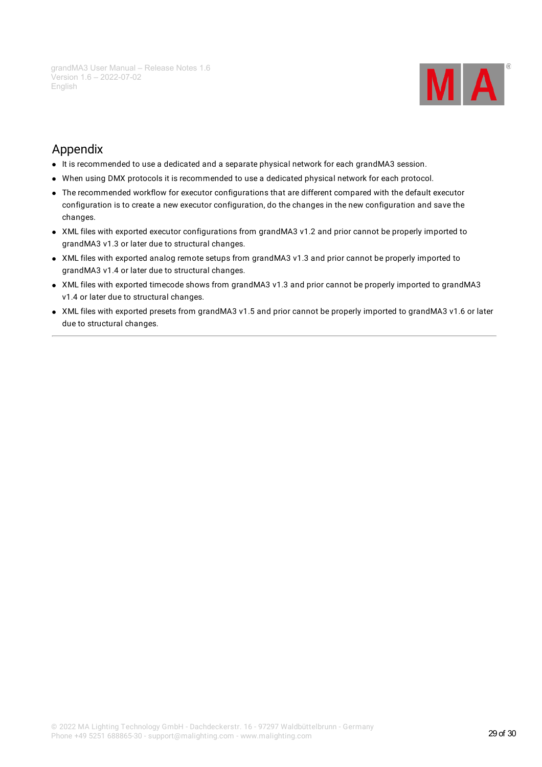# Appendix

- It is recommended to use a dedicated and a separate physical network for each grandMA3 session.
- When using DMX protocols it is recommended to use a dedicated physical network for each protocol.
- The recommended workflow for executor configurations that are different compared with the default executor configuration is to create a new executor configuration, do the changes in the new configuration and save the changes.
- XML files with exported executor configurations from grandMA3 v1.2 and prior cannot be properly imported to grandMA3 v1.3 or later due to structural changes.
- XML files with exported analog remote setups from grandMA3 v1.3 and prior cannot be properly imported to grandMA3 v1.4 or later due to structural changes.
- XML files with exported timecode shows from grandMA3 v1.3 and prior cannot be properly imported to grandMA3 v1.4 or later due to structural changes.
- XML files with exported presets from grandMA3 v1.5 and prior cannot be properly imported to grandMA3 v1.6 or later due to structural changes.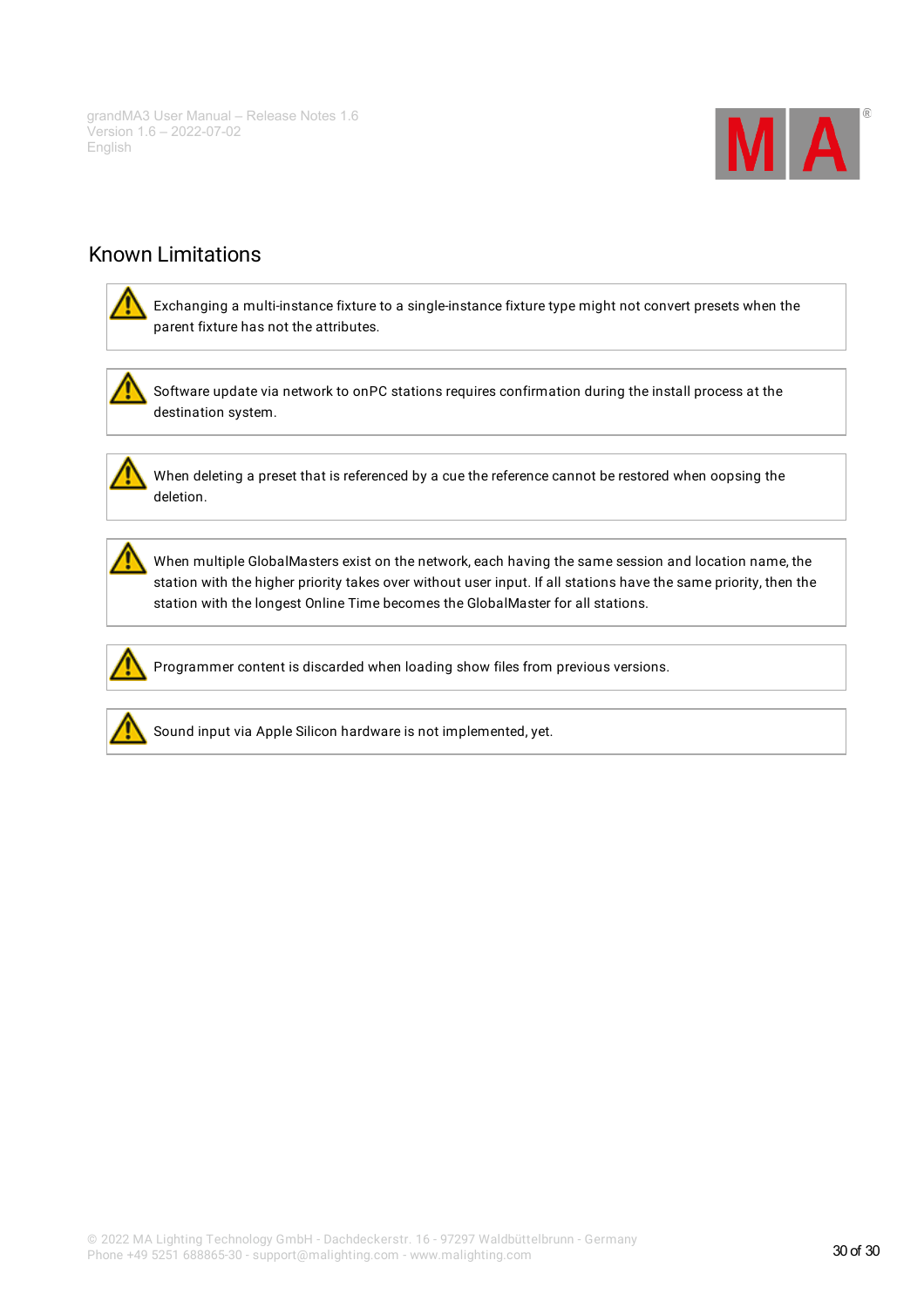## Known Limitations

> ⚠ Exchanging a multi-instance fixture to a single-instance fixture type might not convert presets when the parent fixture has not the attributes.

> ⚠ Software update via network to onPC stations requires confirmation during the install process at the destination system.

> ⚠ When deleting a preset that is referenced by a cue the reference cannot be restored when oopsing the deletion.

> ⚠ When multiple GlobalMasters exist on the network, each having the same session and location name, the station with the higher priority takes over without user input. If all stations have the same priority, then the station with the longest Online Time becomes the GlobalMaster for all stations.

> ⚠ Programmer content is discarded when loading show files from previous versions.

> ⚠ Sound input via Apple Silicon hardware is not implemented, yet.